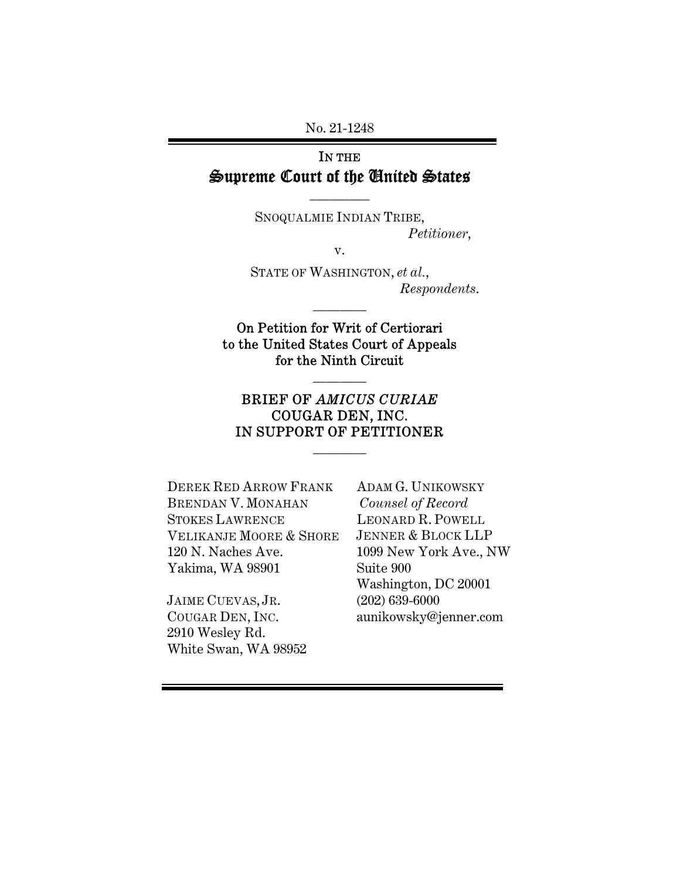No. 21-1248

IN THE

# Supreme Court of the United States

————

SNOQUALMIE INDIAN TRIBE,
*Petitioner*,

v.

STATE OF WASHINGTON, *et al.*,
*Respondents*.

————

**On Petition for Writ of Certiorari to the United States Court of Appeals for the Ninth Circuit**

————

**BRIEF OF *AMICUS CURIAE* COUGAR DEN, INC. IN SUPPORT OF PETITIONER**

————

DEREK RED ARROW FRANK
BRENDAN V. MONAHAN
STOKES LAWRENCE
VELIKANJE MOORE & SHORE
120 N. Naches Ave.
Yakima, WA 98901

JAIME CUEVAS, JR.
COUGAR DEN, INC.
2910 Wesley Rd.
White Swan, WA 98952

ADAM G. UNIKOWSKY
*Counsel of Record*
LEONARD R. POWELL
JENNER & BLOCK LLP
1099 New York Ave., NW
Suite 900
Washington, DC 20001
(202) 639-6000
aunikowsky@jenner.com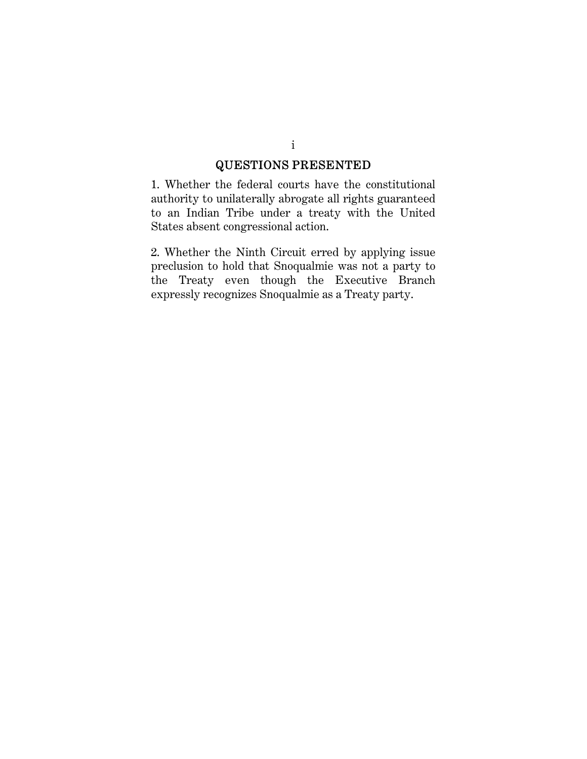## QUESTIONS PRESENTED

1. Whether the federal courts have the constitutional authority to unilaterally abrogate all rights guaranteed to an Indian Tribe under a treaty with the United States absent congressional action.

2. Whether the Ninth Circuit erred by applying issue preclusion to hold that Snoqualmie was not a party to the Treaty even though the Executive Branch expressly recognizes Snoqualmie as a Treaty party.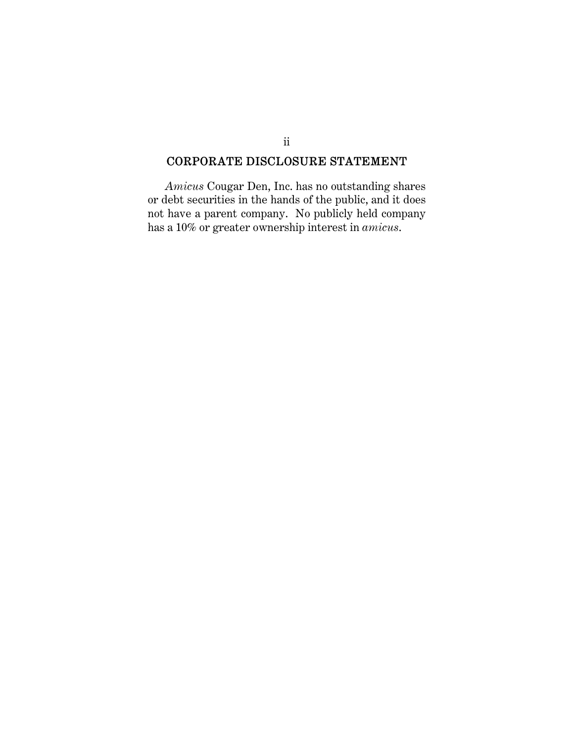## CORPORATE DISCLOSURE STATEMENT

*Amicus* Cougar Den, Inc. has no outstanding shares or debt securities in the hands of the public, and it does not have a parent company. No publicly held company has a 10% or greater ownership interest in *amicus*.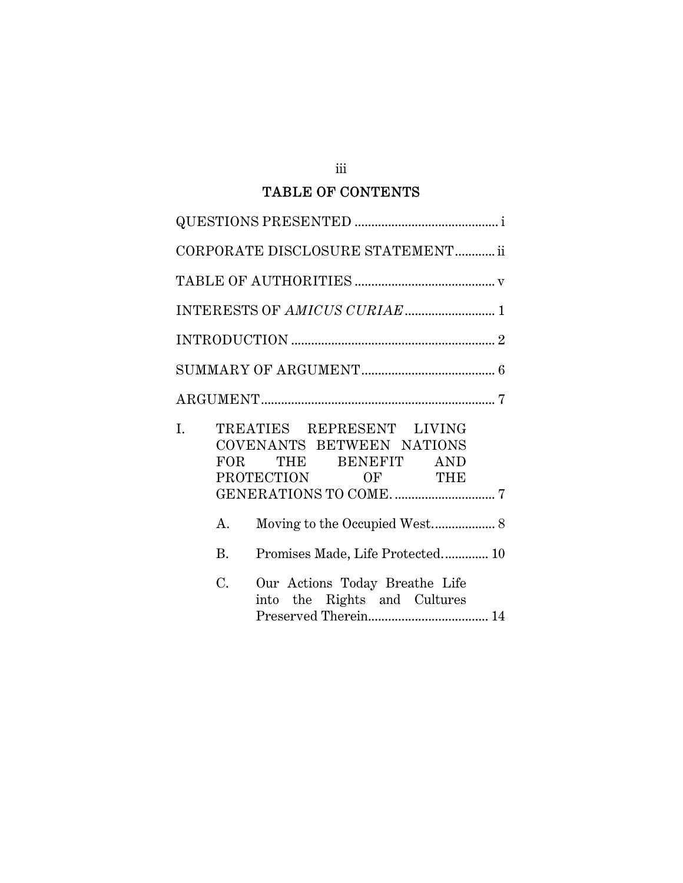## TABLE OF CONTENTS

QUESTIONS PRESENTED .......................................... i

CORPORATE DISCLOSURE STATEMENT ............ ii

TABLE OF AUTHORITIES .......................................... v

INTERESTS OF *AMICUS CURIAE* ........................... 1

INTRODUCTION ............................................................ 2

SUMMARY OF ARGUMENT ........................................ 6

ARGUMENT ..................................................................... 7

I. TREATIES REPRESENT LIVING COVENANTS BETWEEN NATIONS FOR THE BENEFIT AND PROTECTION OF THE GENERATIONS TO COME. .............................. 7

   A. Moving to the Occupied West.................. 8

   B. Promises Made, Life Protected............. 10

   C. Our Actions Today Breathe Life into the Rights and Cultures Preserved Therein.................................... 14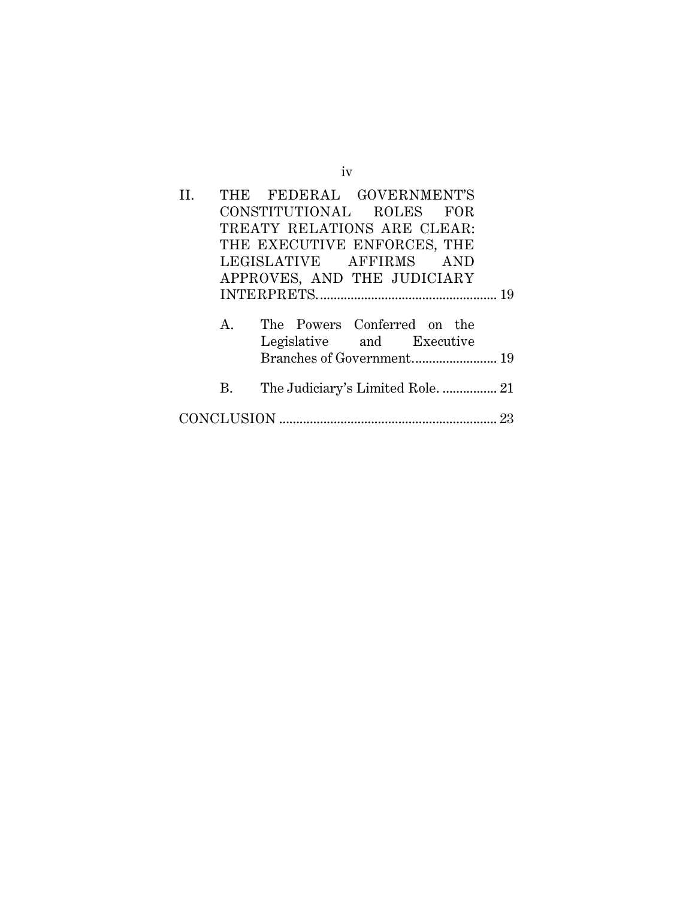II. THE FEDERAL GOVERNMENT'S CONSTITUTIONAL ROLES FOR TREATY RELATIONS ARE CLEAR: THE EXECUTIVE ENFORCES, THE LEGISLATIVE AFFIRMS AND APPROVES, AND THE JUDICIARY INTERPRETS. .................................................... 19

   A. The Powers Conferred on the Legislative and Executive Branches of Government......................... 19

   B. The Judiciary's Limited Role. ................ 21

CONCLUSION ............................................................... 23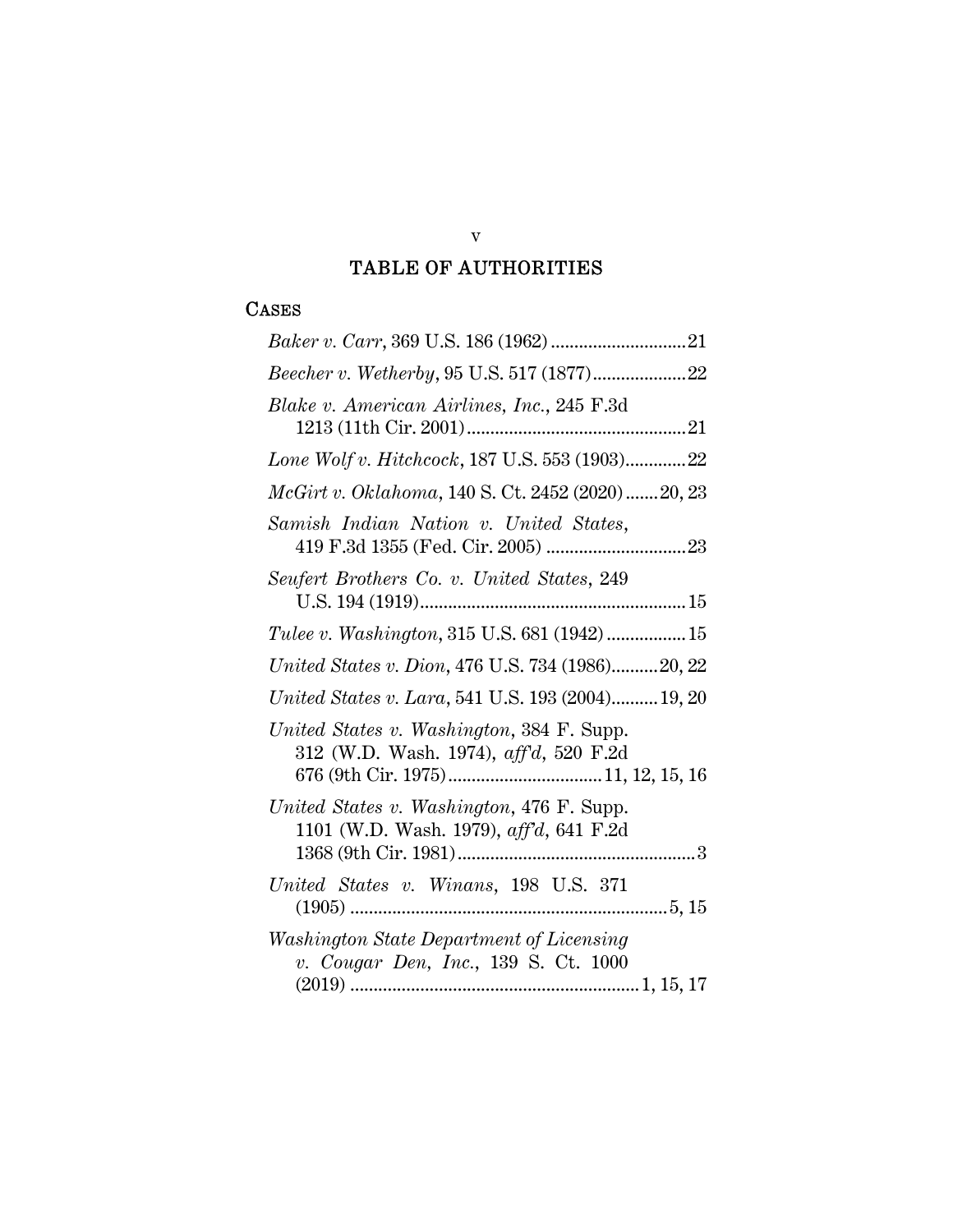# TABLE OF AUTHORITIES

## CASES

*Baker v. Carr*, 369 U.S. 186 (1962) .............................21

*Beecher v. Wetherby*, 95 U.S. 517 (1877)....................22

*Blake v. American Airlines, Inc.*, 245 F.3d 1213 (11th Cir. 2001)...............................................21

*Lone Wolf v. Hitchcock*, 187 U.S. 553 (1903).............22

*McGirt v. Oklahoma*, 140 S. Ct. 2452 (2020).......20, 23

*Samish Indian Nation v. United States*, 419 F.3d 1355 (Fed. Cir. 2005) ..............................23

*Seufert Brothers Co. v. United States*, 249 U.S. 194 (1919).........................................................15

*Tulee v. Washington*, 315 U.S. 681 (1942) .................15

*United States v. Dion*, 476 U.S. 734 (1986)..........20, 22

*United States v. Lara*, 541 U.S. 193 (2004)..........19, 20

*United States v. Washington*, 384 F. Supp. 312 (W.D. Wash. 1974), *aff'd*, 520 F.2d 676 (9th Cir. 1975)................................11, 12, 15, 16

*United States v. Washington*, 476 F. Supp. 1101 (W.D. Wash. 1979), *aff'd*, 641 F.2d 1368 (9th Cir. 1981)...................................................3

*United States v. Winans*, 198 U.S. 371 (1905) ...................................................................5, 15

*Washington State Department of Licensing v. Cougar Den, Inc.*, 139 S. Ct. 1000 (2019) ..............................................................1, 15, 17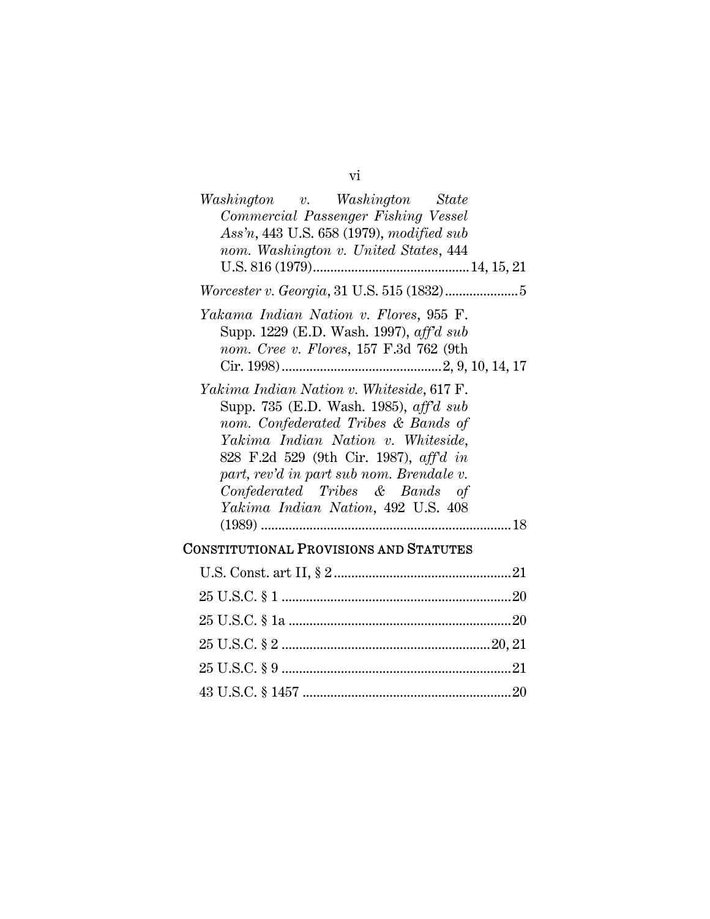*Washington v. Washington State Commercial Passenger Fishing Vessel Ass'n*, 443 U.S. 658 (1979), *modified sub nom. Washington v. United States*, 444 U.S. 816 (1979) ............................................ 14, 15, 21

*Worcester v. Georgia*, 31 U.S. 515 (1832) ..................... 5

*Yakama Indian Nation v. Flores*, 955 F. Supp. 1229 (E.D. Wash. 1997), *aff'd sub nom. Cree v. Flores*, 157 F.3d 762 (9th Cir. 1998) .............................................. 2, 9, 10, 14, 17

*Yakima Indian Nation v. Whiteside*, 617 F. Supp. 735 (E.D. Wash. 1985), *aff'd sub nom. Confederated Tribes & Bands of Yakima Indian Nation v. Whiteside*, 828 F.2d 529 (9th Cir. 1987), *aff'd in part, rev'd in part sub nom. Brendale v. Confederated Tribes & Bands of Yakima Indian Nation*, 492 U.S. 408 (1989) ........................................................................ 18

## CONSTITUTIONAL PROVISIONS AND STATUTES

U.S. Const. art II, § 2 .................................................. 21

25 U.S.C. § 1 ................................................................. 20

25 U.S.C. § 1a ............................................................... 20

25 U.S.C. § 2 .......................................................... 20, 21

25 U.S.C. § 9 ................................................................. 21

43 U.S.C. § 1457 ........................................................... 20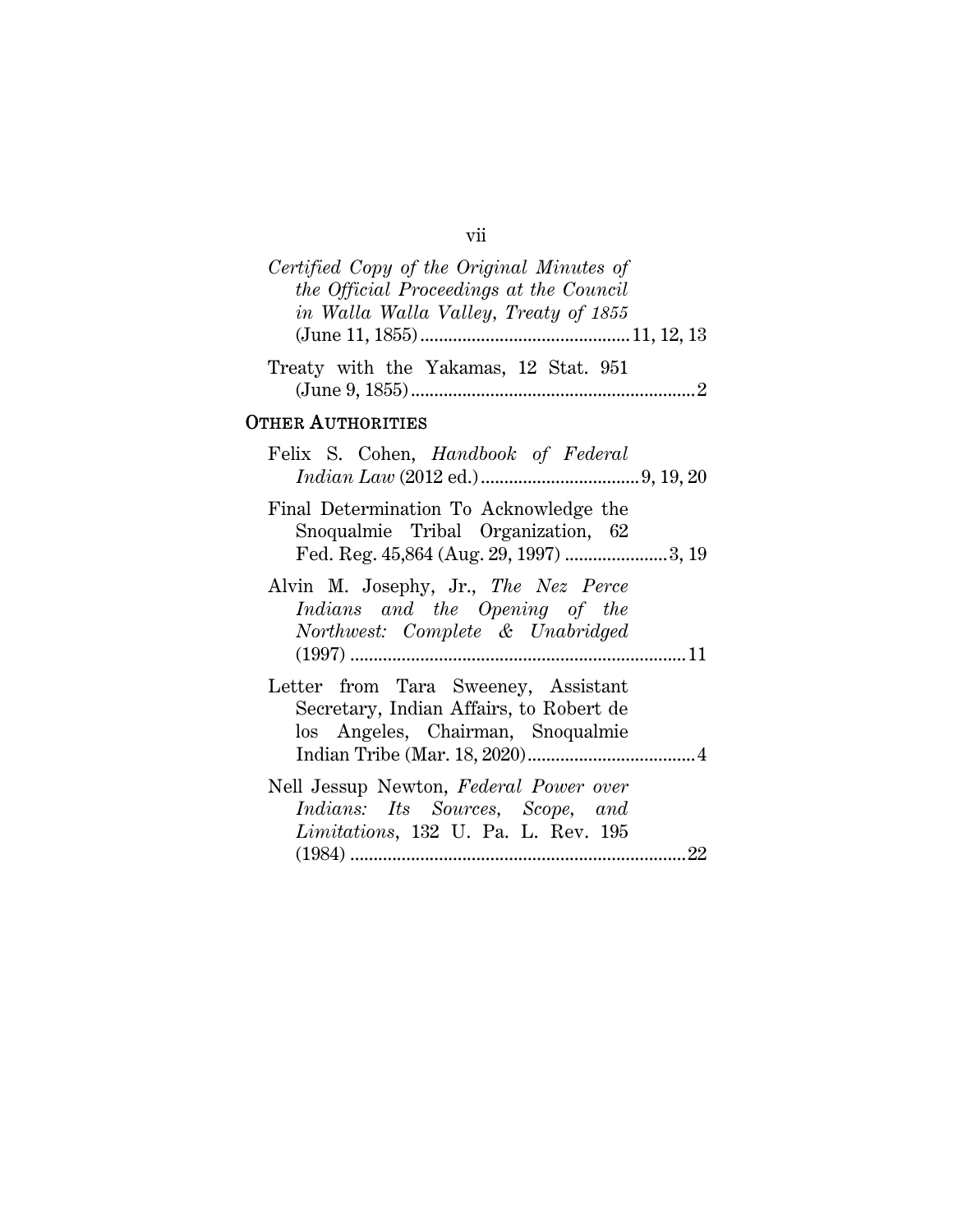*Certified Copy of the Original Minutes of the Official Proceedings at the Council in Walla Walla Valley, Treaty of 1855* (June 11, 1855) ............................................ 11, 12, 13

Treaty with the Yakamas, 12 Stat. 951 (June 9, 1855) ............................................................ 2

OTHER AUTHORITIES

Felix S. Cohen, *Handbook of Federal Indian Law* (2012 ed.) .................................. 9, 19, 20

Final Determination To Acknowledge the Snoqualmie Tribal Organization, 62 Fed. Reg. 45,864 (Aug. 29, 1997) ...................... 3, 19

Alvin M. Josephy, Jr., *The Nez Perce Indians and the Opening of the Northwest: Complete & Unabridged* (1997) ...................................................................... 11

Letter from Tara Sweeney, Assistant Secretary, Indian Affairs, to Robert de los Angeles, Chairman, Snoqualmie Indian Tribe (Mar. 18, 2020) .................................... 4

Nell Jessup Newton, *Federal Power over Indians: Its Sources, Scope, and Limitations*, 132 U. Pa. L. Rev. 195 (1984) ...................................................................... 22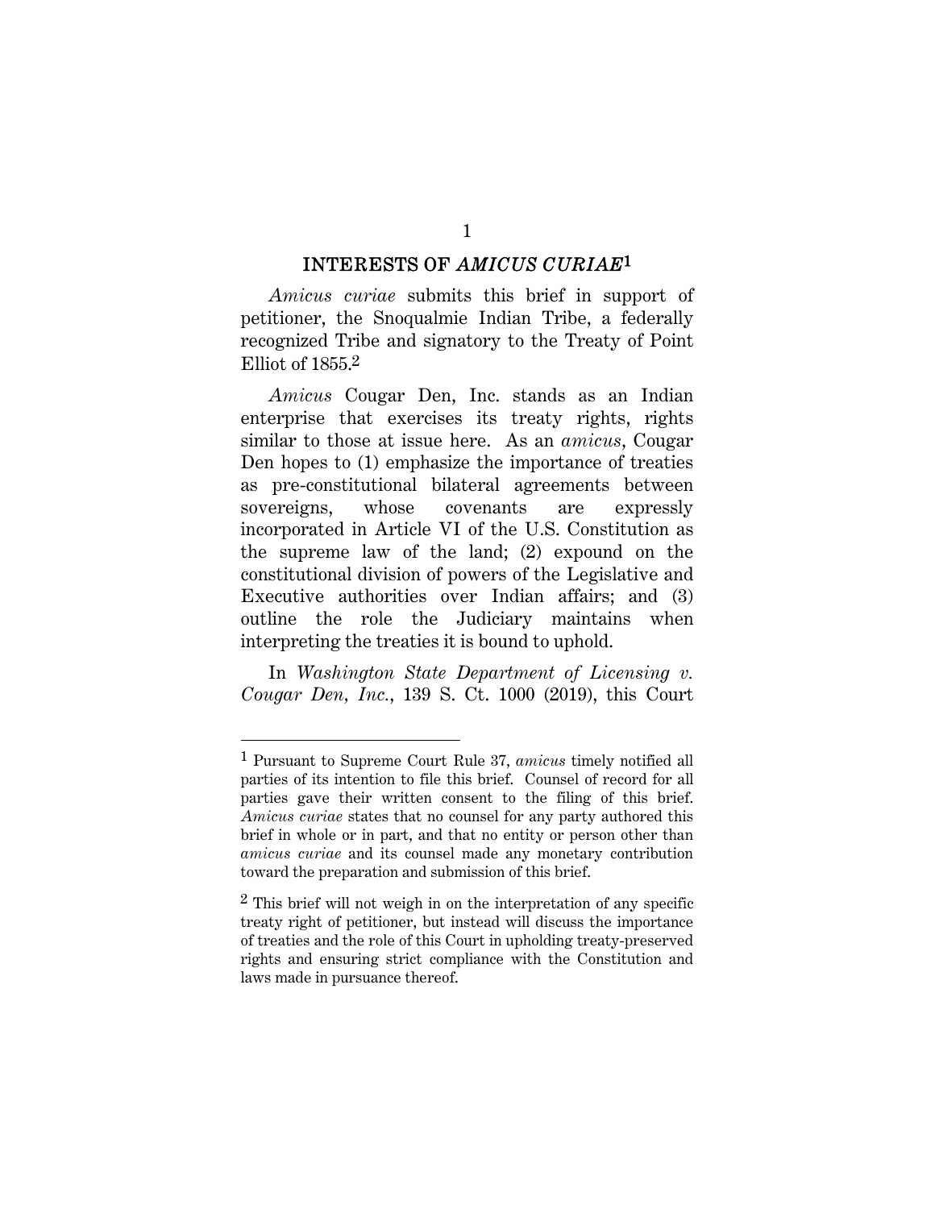## INTERESTS OF *AMICUS CURIAE*[1]

*Amicus curiae* submits this brief in support of petitioner, the Snoqualmie Indian Tribe, a federally recognized Tribe and signatory to the Treaty of Point Elliot of 1855.[2]

*Amicus* Cougar Den, Inc. stands as an Indian enterprise that exercises its treaty rights, rights similar to those at issue here. As an *amicus*, Cougar Den hopes to (1) emphasize the importance of treaties as pre-constitutional bilateral agreements between sovereigns, whose covenants are expressly incorporated in Article VI of the U.S. Constitution as the supreme law of the land; (2) expound on the constitutional division of powers of the Legislative and Executive authorities over Indian affairs; and (3) outline the role the Judiciary maintains when interpreting the treaties it is bound to uphold.

In *Washington State Department of Licensing v. Cougar Den, Inc.*, 139 S. Ct. 1000 (2019), this Court

---

[1] Pursuant to Supreme Court Rule 37, *amicus* timely notified all parties of its intention to file this brief. Counsel of record for all parties gave their written consent to the filing of this brief. *Amicus curiae* states that no counsel for any party authored this brief in whole or in part, and that no entity or person other than *amicus curiae* and its counsel made any monetary contribution toward the preparation and submission of this brief.

[2] This brief will not weigh in on the interpretation of any specific treaty right of petitioner, but instead will discuss the importance of treaties and the role of this Court in upholding treaty-preserved rights and ensuring strict compliance with the Constitution and laws made in pursuance thereof.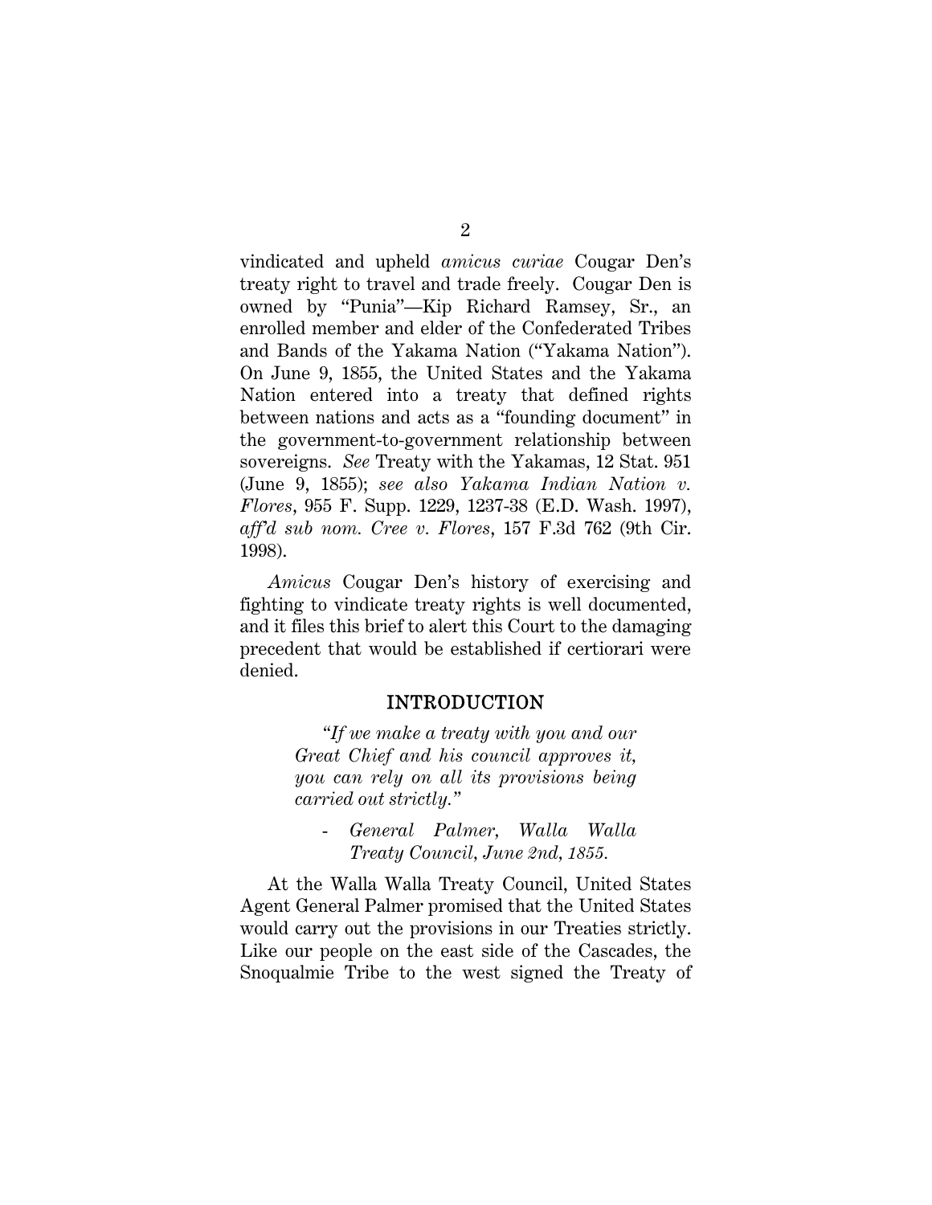vindicated and upheld *amicus curiae* Cougar Den's treaty right to travel and trade freely. Cougar Den is owned by "Punia"—Kip Richard Ramsey, Sr., an enrolled member and elder of the Confederated Tribes and Bands of the Yakama Nation ("Yakama Nation"). On June 9, 1855, the United States and the Yakama Nation entered into a treaty that defined rights between nations and acts as a "founding document" in the government-to-government relationship between sovereigns. *See* Treaty with the Yakamas, 12 Stat. 951 (June 9, 1855); *see also Yakama Indian Nation v. Flores*, 955 F. Supp. 1229, 1237-38 (E.D. Wash. 1997), *aff'd sub nom. Cree v. Flores*, 157 F.3d 762 (9th Cir. 1998).

*Amicus* Cougar Den's history of exercising and fighting to vindicate treaty rights is well documented, and it files this brief to alert this Court to the damaging precedent that would be established if certiorari were denied.

## INTRODUCTION

> *"If we make a treaty with you and our Great Chief and his council approves it, you can rely on all its provisions being carried out strictly."*
>
> - *General Palmer, Walla Walla Treaty Council, June 2nd, 1855.*

At the Walla Walla Treaty Council, United States Agent General Palmer promised that the United States would carry out the provisions in our Treaties strictly. Like our people on the east side of the Cascades, the Snoqualmie Tribe to the west signed the Treaty of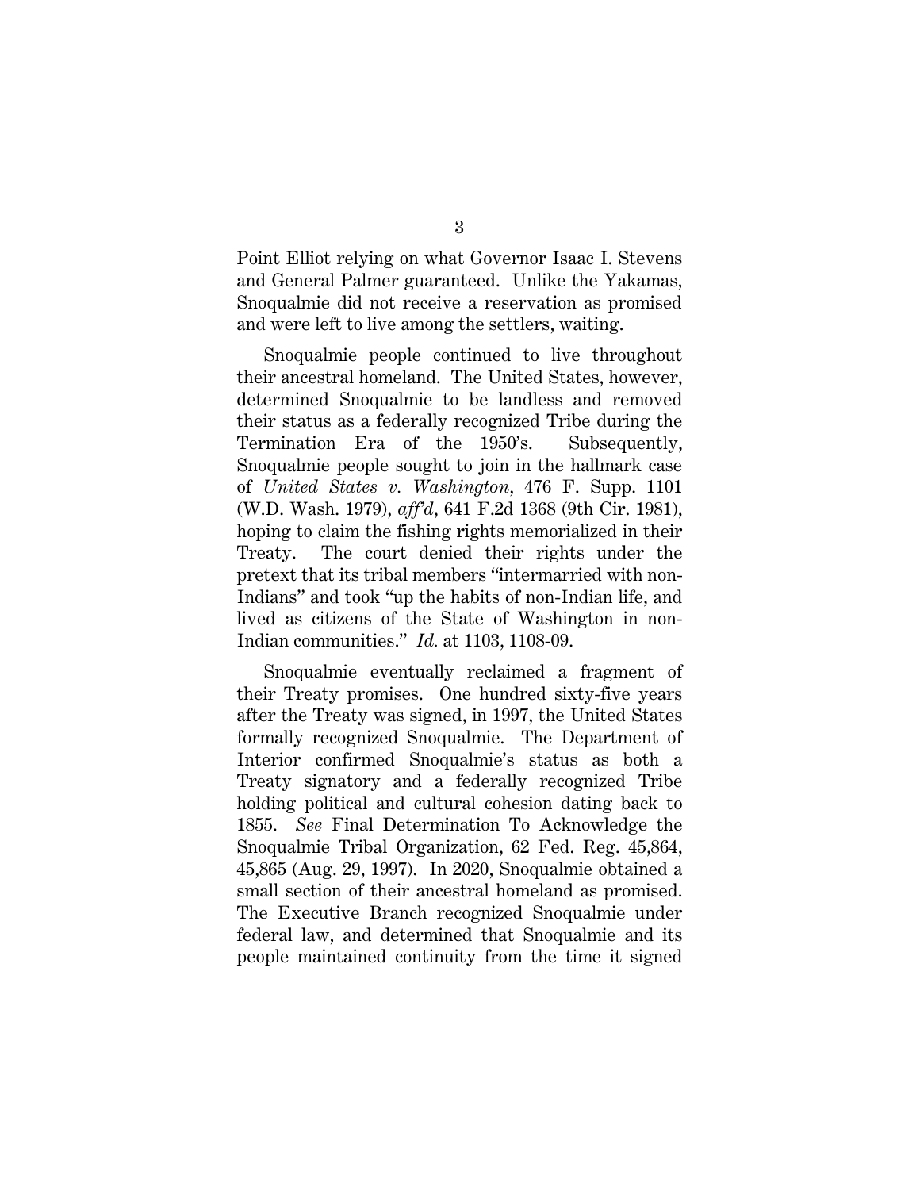Point Elliot relying on what Governor Isaac I. Stevens and General Palmer guaranteed. Unlike the Yakamas, Snoqualmie did not receive a reservation as promised and were left to live among the settlers, waiting.

Snoqualmie people continued to live throughout their ancestral homeland. The United States, however, determined Snoqualmie to be landless and removed their status as a federally recognized Tribe during the Termination Era of the 1950's. Subsequently, Snoqualmie people sought to join in the hallmark case of *United States v. Washington*, 476 F. Supp. 1101 (W.D. Wash. 1979), *aff'd*, 641 F.2d 1368 (9th Cir. 1981), hoping to claim the fishing rights memorialized in their Treaty. The court denied their rights under the pretext that its tribal members "intermarried with non-Indians" and took "up the habits of non-Indian life, and lived as citizens of the State of Washington in non-Indian communities." *Id.* at 1103, 1108-09.

Snoqualmie eventually reclaimed a fragment of their Treaty promises. One hundred sixty-five years after the Treaty was signed, in 1997, the United States formally recognized Snoqualmie. The Department of Interior confirmed Snoqualmie's status as both a Treaty signatory and a federally recognized Tribe holding political and cultural cohesion dating back to 1855. *See* Final Determination To Acknowledge the Snoqualmie Tribal Organization, 62 Fed. Reg. 45,864, 45,865 (Aug. 29, 1997). In 2020, Snoqualmie obtained a small section of their ancestral homeland as promised. The Executive Branch recognized Snoqualmie under federal law, and determined that Snoqualmie and its people maintained continuity from the time it signed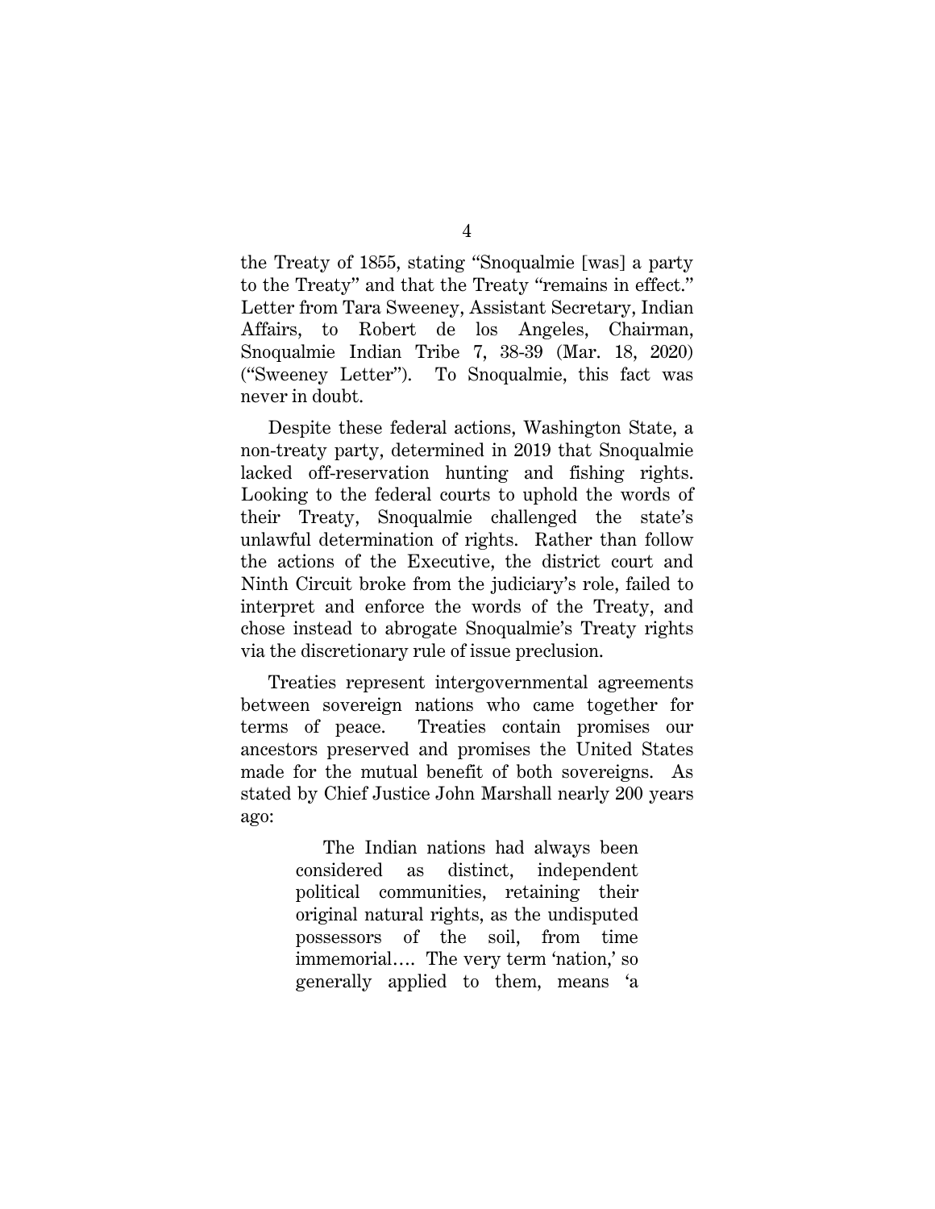the Treaty of 1855, stating "Snoqualmie [was] a party to the Treaty" and that the Treaty "remains in effect." Letter from Tara Sweeney, Assistant Secretary, Indian Affairs, to Robert de los Angeles, Chairman, Snoqualmie Indian Tribe 7, 38-39 (Mar. 18, 2020) ("Sweeney Letter"). To Snoqualmie, this fact was never in doubt.

Despite these federal actions, Washington State, a non-treaty party, determined in 2019 that Snoqualmie lacked off-reservation hunting and fishing rights. Looking to the federal courts to uphold the words of their Treaty, Snoqualmie challenged the state's unlawful determination of rights. Rather than follow the actions of the Executive, the district court and Ninth Circuit broke from the judiciary's role, failed to interpret and enforce the words of the Treaty, and chose instead to abrogate Snoqualmie's Treaty rights via the discretionary rule of issue preclusion.

Treaties represent intergovernmental agreements between sovereign nations who came together for terms of peace. Treaties contain promises our ancestors preserved and promises the United States made for the mutual benefit of both sovereigns. As stated by Chief Justice John Marshall nearly 200 years ago:

> The Indian nations had always been considered as distinct, independent political communities, retaining their original natural rights, as the undisputed possessors of the soil, from time immemorial…. The very term 'nation,' so generally applied to them, means 'a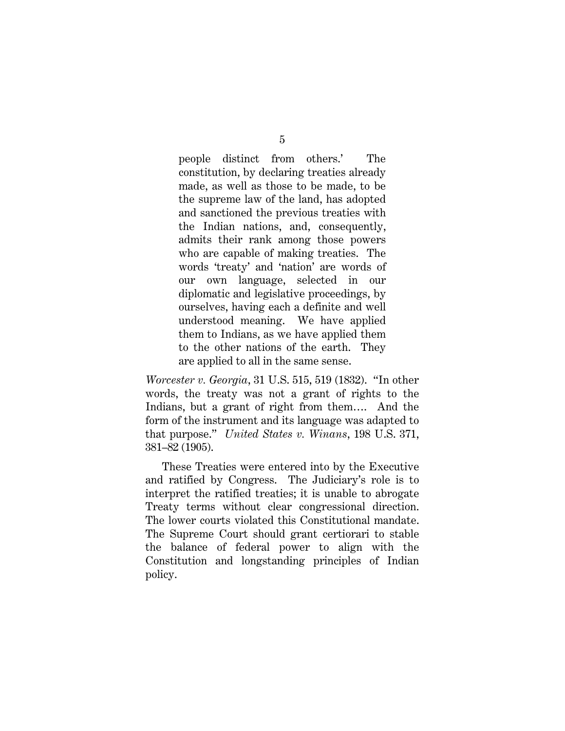> people distinct from others.' The constitution, by declaring treaties already made, as well as those to be made, to be the supreme law of the land, has adopted and sanctioned the previous treaties with the Indian nations, and, consequently, admits their rank among those powers who are capable of making treaties. The words 'treaty' and 'nation' are words of our own language, selected in our diplomatic and legislative proceedings, by ourselves, having each a definite and well understood meaning. We have applied them to Indians, as we have applied them to the other nations of the earth. They are applied to all in the same sense.

*Worcester v. Georgia*, 31 U.S. 515, 519 (1832). "In other words, the treaty was not a grant of rights to the Indians, but a grant of right from them…. And the form of the instrument and its language was adapted to that purpose." *United States v. Winans*, 198 U.S. 371, 381–82 (1905).

These Treaties were entered into by the Executive and ratified by Congress. The Judiciary's role is to interpret the ratified treaties; it is unable to abrogate Treaty terms without clear congressional direction. The lower courts violated this Constitutional mandate. The Supreme Court should grant certiorari to stable the balance of federal power to align with the Constitution and longstanding principles of Indian policy.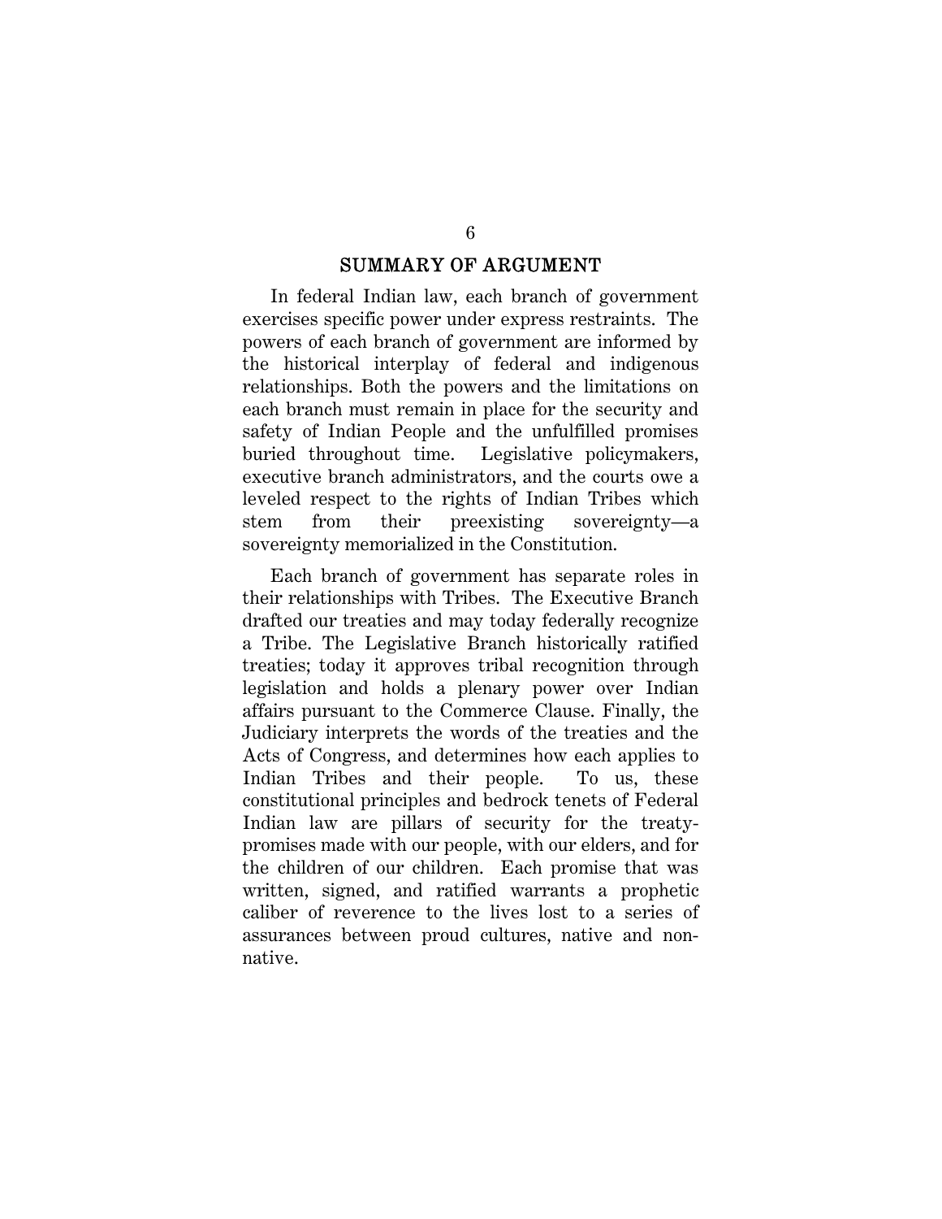## SUMMARY OF ARGUMENT

In federal Indian law, each branch of government exercises specific power under express restraints. The powers of each branch of government are informed by the historical interplay of federal and indigenous relationships. Both the powers and the limitations on each branch must remain in place for the security and safety of Indian People and the unfulfilled promises buried throughout time. Legislative policymakers, executive branch administrators, and the courts owe a leveled respect to the rights of Indian Tribes which stem from their preexisting sovereignty—a sovereignty memorialized in the Constitution.

Each branch of government has separate roles in their relationships with Tribes. The Executive Branch drafted our treaties and may today federally recognize a Tribe. The Legislative Branch historically ratified treaties; today it approves tribal recognition through legislation and holds a plenary power over Indian affairs pursuant to the Commerce Clause. Finally, the Judiciary interprets the words of the treaties and the Acts of Congress, and determines how each applies to Indian Tribes and their people. To us, these constitutional principles and bedrock tenets of Federal Indian law are pillars of security for the treaty-promises made with our people, with our elders, and for the children of our children. Each promise that was written, signed, and ratified warrants a prophetic caliber of reverence to the lives lost to a series of assurances between proud cultures, native and non-native.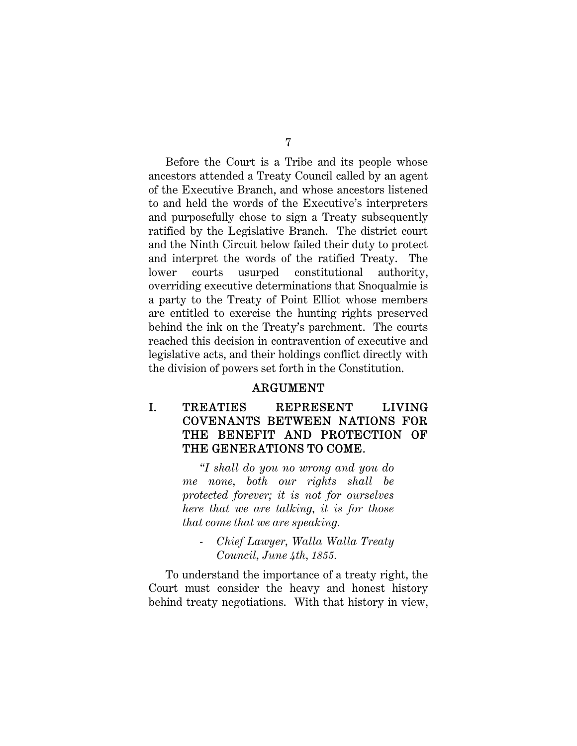Before the Court is a Tribe and its people whose ancestors attended a Treaty Council called by an agent of the Executive Branch, and whose ancestors listened to and held the words of the Executive's interpreters and purposefully chose to sign a Treaty subsequently ratified by the Legislative Branch. The district court and the Ninth Circuit below failed their duty to protect and interpret the words of the ratified Treaty. The lower courts usurped constitutional authority, overriding executive determinations that Snoqualmie is a party to the Treaty of Point Elliot whose members are entitled to exercise the hunting rights preserved behind the ink on the Treaty's parchment. The courts reached this decision in contravention of executive and legislative acts, and their holdings conflict directly with the division of powers set forth in the Constitution.

## ARGUMENT

### I. TREATIES REPRESENT LIVING COVENANTS BETWEEN NATIONS FOR THE BENEFIT AND PROTECTION OF THE GENERATIONS TO COME.

> *"I shall do you no wrong and you do me none, both our rights shall be protected forever; it is not for ourselves here that we are talking, it is for those that come that we are speaking.*
>
> - *Chief Lawyer, Walla Walla Treaty Council, June 4th, 1855.*

To understand the importance of a treaty right, the Court must consider the heavy and honest history behind treaty negotiations. With that history in view,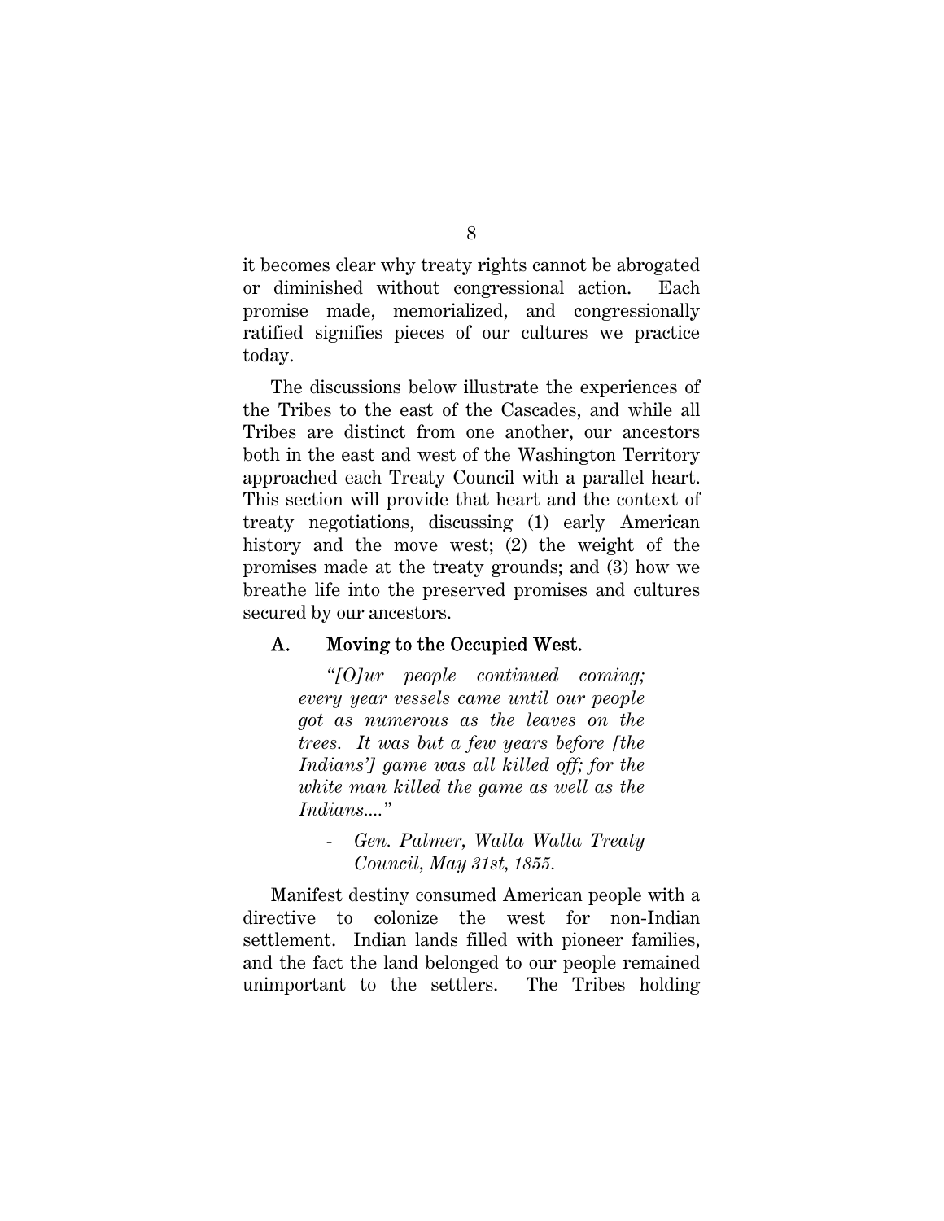it becomes clear why treaty rights cannot be abrogated or diminished without congressional action. Each promise made, memorialized, and congressionally ratified signifies pieces of our cultures we practice today.

The discussions below illustrate the experiences of the Tribes to the east of the Cascades, and while all Tribes are distinct from one another, our ancestors both in the east and west of the Washington Territory approached each Treaty Council with a parallel heart. This section will provide that heart and the context of treaty negotiations, discussing (1) early American history and the move west; (2) the weight of the promises made at the treaty grounds; and (3) how we breathe life into the preserved promises and cultures secured by our ancestors.

### A. Moving to the Occupied West.

> *"[O]ur people continued coming; every year vessels came until our people got as numerous as the leaves on the trees. It was but a few years before [the Indians'] game was all killed off; for the white man killed the game as well as the Indians...."*
>
> - *Gen. Palmer, Walla Walla Treaty Council, May 31st, 1855.*

Manifest destiny consumed American people with a directive to colonize the west for non-Indian settlement. Indian lands filled with pioneer families, and the fact the land belonged to our people remained unimportant to the settlers. The Tribes holding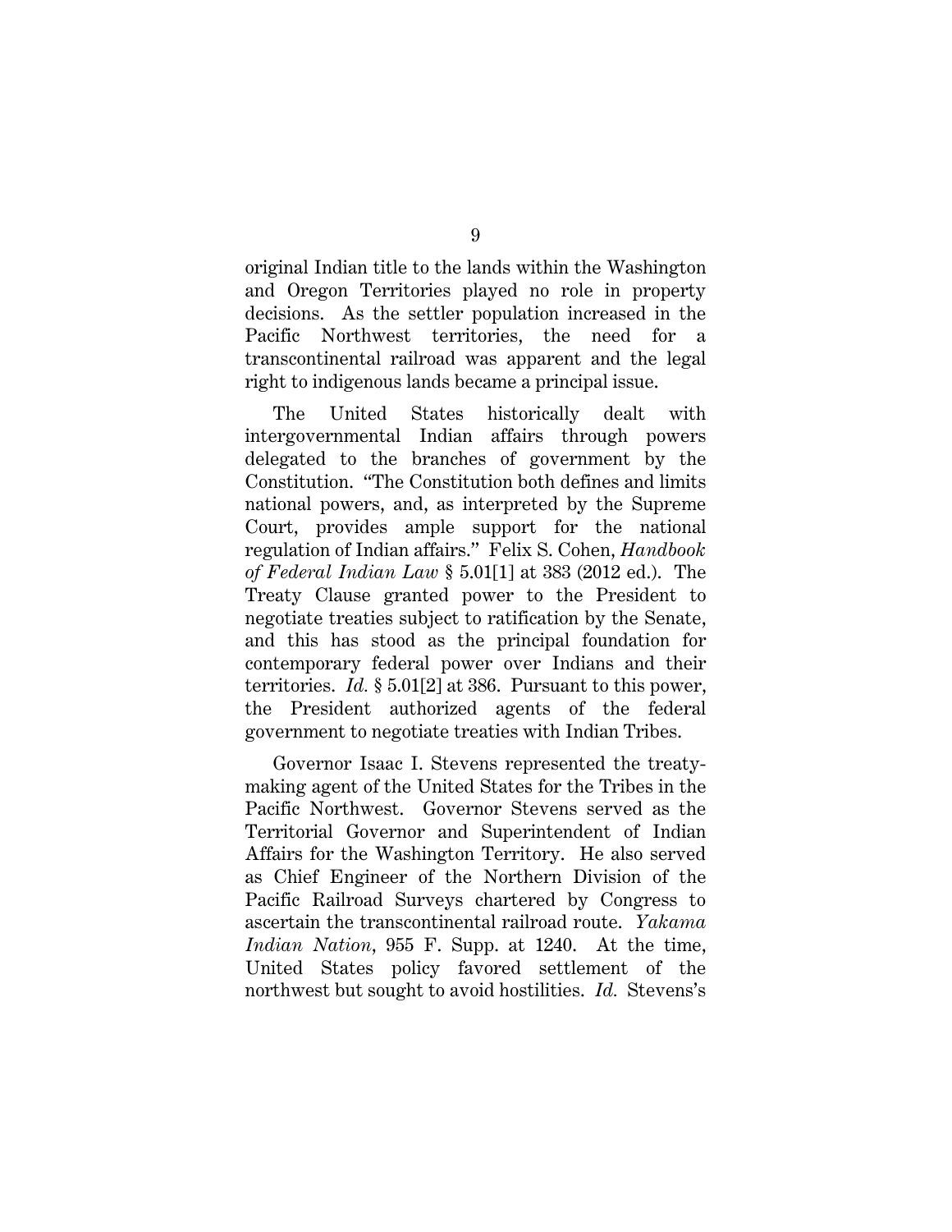original Indian title to the lands within the Washington and Oregon Territories played no role in property decisions. As the settler population increased in the Pacific Northwest territories, the need for a transcontinental railroad was apparent and the legal right to indigenous lands became a principal issue.

The United States historically dealt with intergovernmental Indian affairs through powers delegated to the branches of government by the Constitution. "The Constitution both defines and limits national powers, and, as interpreted by the Supreme Court, provides ample support for the national regulation of Indian affairs." Felix S. Cohen, *Handbook of Federal Indian Law* § 5.01[1] at 383 (2012 ed.). The Treaty Clause granted power to the President to negotiate treaties subject to ratification by the Senate, and this has stood as the principal foundation for contemporary federal power over Indians and their territories. *Id.* § 5.01[2] at 386. Pursuant to this power, the President authorized agents of the federal government to negotiate treaties with Indian Tribes.

Governor Isaac I. Stevens represented the treaty-making agent of the United States for the Tribes in the Pacific Northwest. Governor Stevens served as the Territorial Governor and Superintendent of Indian Affairs for the Washington Territory. He also served as Chief Engineer of the Northern Division of the Pacific Railroad Surveys chartered by Congress to ascertain the transcontinental railroad route. *Yakama Indian Nation*, 955 F. Supp. at 1240. At the time, United States policy favored settlement of the northwest but sought to avoid hostilities. *Id.* Stevens's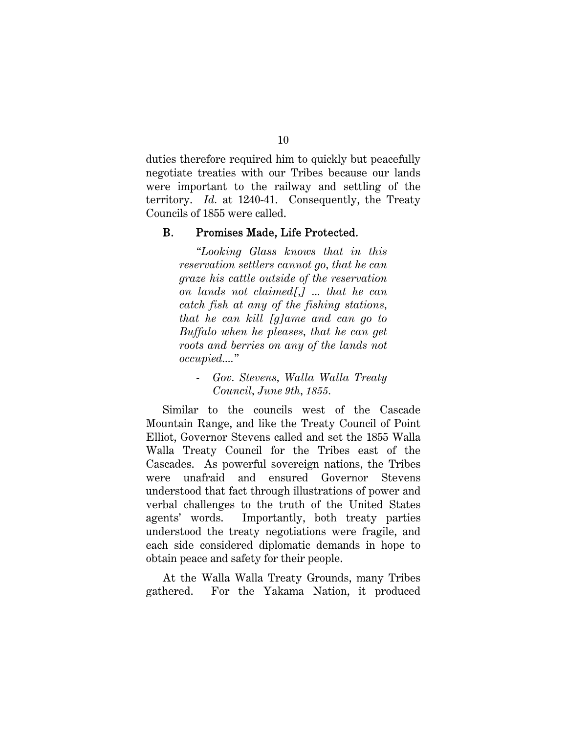duties therefore required him to quickly but peacefully negotiate treaties with our Tribes because our lands were important to the railway and settling of the territory. *Id.* at 1240-41. Consequently, the Treaty Councils of 1855 were called.

### B. Promises Made, Life Protected.

> *"Looking Glass knows that in this reservation settlers cannot go, that he can graze his cattle outside of the reservation on lands not claimed[,] ... that he can catch fish at any of the fishing stations, that he can kill [g]ame and can go to Buffalo when he pleases, that he can get roots and berries on any of the lands not occupied...."*
>
> - *Gov. Stevens, Walla Walla Treaty Council, June 9th, 1855.*

Similar to the councils west of the Cascade Mountain Range, and like the Treaty Council of Point Elliot, Governor Stevens called and set the 1855 Walla Walla Treaty Council for the Tribes east of the Cascades. As powerful sovereign nations, the Tribes were unafraid and ensured Governor Stevens understood that fact through illustrations of power and verbal challenges to the truth of the United States agents' words. Importantly, both treaty parties understood the treaty negotiations were fragile, and each side considered diplomatic demands in hope to obtain peace and safety for their people.

At the Walla Walla Treaty Grounds, many Tribes gathered. For the Yakama Nation, it produced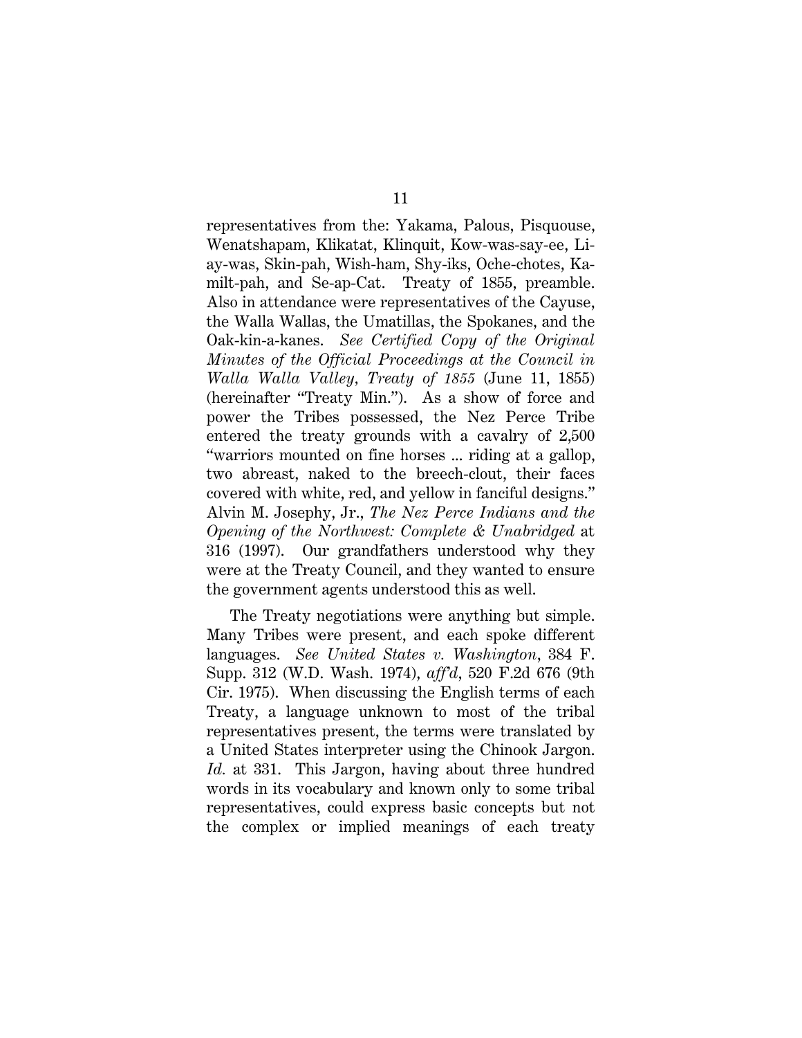representatives from the: Yakama, Palous, Pisquouse, Wenatshapam, Klikatat, Klinquit, Kow-was-say-ee, Li-ay-was, Skin-pah, Wish-ham, Shy-iks, Oche-chotes, Ka-milt-pah, and Se-ap-Cat. Treaty of 1855, preamble. Also in attendance were representatives of the Cayuse, the Walla Wallas, the Umatillas, the Spokanes, and the Oak-kin-a-kanes. *See Certified Copy of the Original Minutes of the Official Proceedings at the Council in Walla Walla Valley, Treaty of 1855* (June 11, 1855) (hereinafter "Treaty Min."). As a show of force and power the Tribes possessed, the Nez Perce Tribe entered the treaty grounds with a cavalry of 2,500 "warriors mounted on fine horses ... riding at a gallop, two abreast, naked to the breech-clout, their faces covered with white, red, and yellow in fanciful designs." Alvin M. Josephy, Jr., *The Nez Perce Indians and the Opening of the Northwest: Complete & Unabridged* at 316 (1997). Our grandfathers understood why they were at the Treaty Council, and they wanted to ensure the government agents understood this as well.

The Treaty negotiations were anything but simple. Many Tribes were present, and each spoke different languages. *See United States v. Washington*, 384 F. Supp. 312 (W.D. Wash. 1974), *aff'd*, 520 F.2d 676 (9th Cir. 1975). When discussing the English terms of each Treaty, a language unknown to most of the tribal representatives present, the terms were translated by a United States interpreter using the Chinook Jargon. *Id.* at 331. This Jargon, having about three hundred words in its vocabulary and known only to some tribal representatives, could express basic concepts but not the complex or implied meanings of each treaty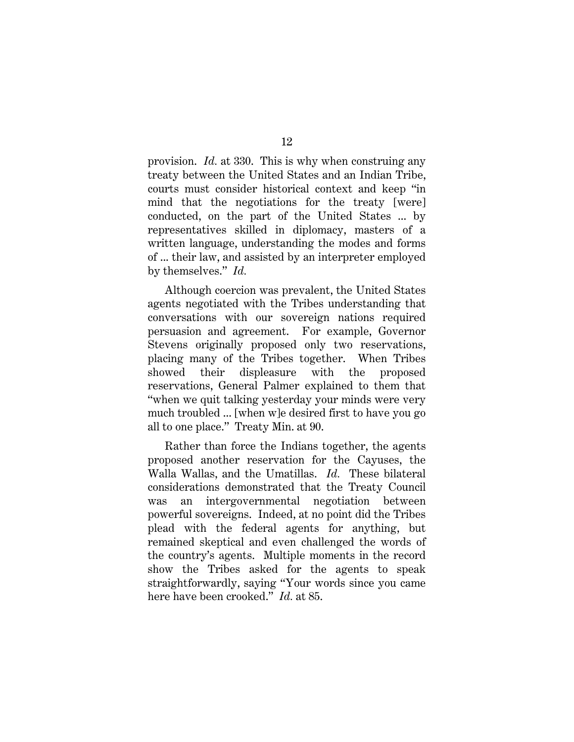provision. *Id.* at 330. This is why when construing any treaty between the United States and an Indian Tribe, courts must consider historical context and keep "in mind that the negotiations for the treaty [were] conducted, on the part of the United States ... by representatives skilled in diplomacy, masters of a written language, understanding the modes and forms of ... their law, and assisted by an interpreter employed by themselves." *Id.*

Although coercion was prevalent, the United States agents negotiated with the Tribes understanding that conversations with our sovereign nations required persuasion and agreement. For example, Governor Stevens originally proposed only two reservations, placing many of the Tribes together. When Tribes showed their displeasure with the proposed reservations, General Palmer explained to them that "when we quit talking yesterday your minds were very much troubled ... [when w]e desired first to have you go all to one place." Treaty Min. at 90.

Rather than force the Indians together, the agents proposed another reservation for the Cayuses, the Walla Wallas, and the Umatillas. *Id.* These bilateral considerations demonstrated that the Treaty Council was an intergovernmental negotiation between powerful sovereigns. Indeed, at no point did the Tribes plead with the federal agents for anything, but remained skeptical and even challenged the words of the country's agents. Multiple moments in the record show the Tribes asked for the agents to speak straightforwardly, saying "Your words since you came here have been crooked." *Id.* at 85.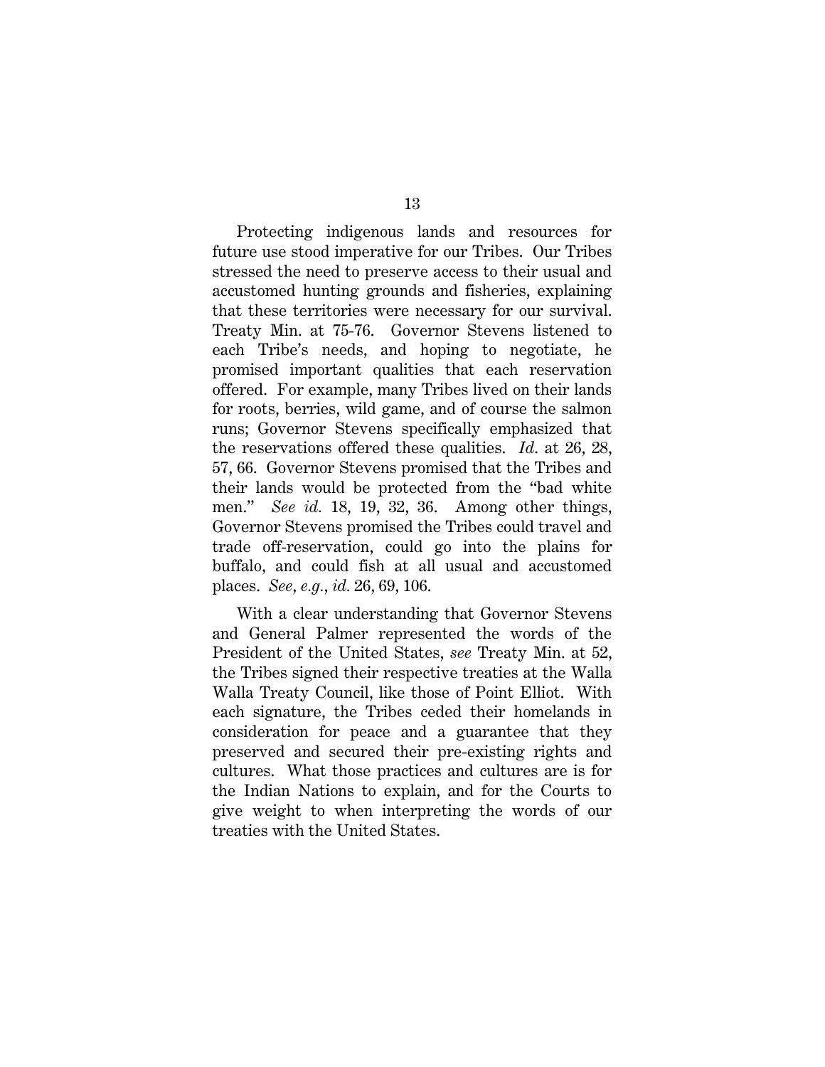Protecting indigenous lands and resources for future use stood imperative for our Tribes. Our Tribes stressed the need to preserve access to their usual and accustomed hunting grounds and fisheries, explaining that these territories were necessary for our survival. Treaty Min. at 75-76. Governor Stevens listened to each Tribe's needs, and hoping to negotiate, he promised important qualities that each reservation offered. For example, many Tribes lived on their lands for roots, berries, wild game, and of course the salmon runs; Governor Stevens specifically emphasized that the reservations offered these qualities. *Id.* at 26, 28, 57, 66. Governor Stevens promised that the Tribes and their lands would be protected from the "bad white men." *See id.* 18, 19, 32, 36. Among other things, Governor Stevens promised the Tribes could travel and trade off-reservation, could go into the plains for buffalo, and could fish at all usual and accustomed places. *See, e.g.*, *id.* 26, 69, 106.

With a clear understanding that Governor Stevens and General Palmer represented the words of the President of the United States, *see* Treaty Min. at 52, the Tribes signed their respective treaties at the Walla Walla Treaty Council, like those of Point Elliot. With each signature, the Tribes ceded their homelands in consideration for peace and a guarantee that they preserved and secured their pre-existing rights and cultures. What those practices and cultures are is for the Indian Nations to explain, and for the Courts to give weight to when interpreting the words of our treaties with the United States.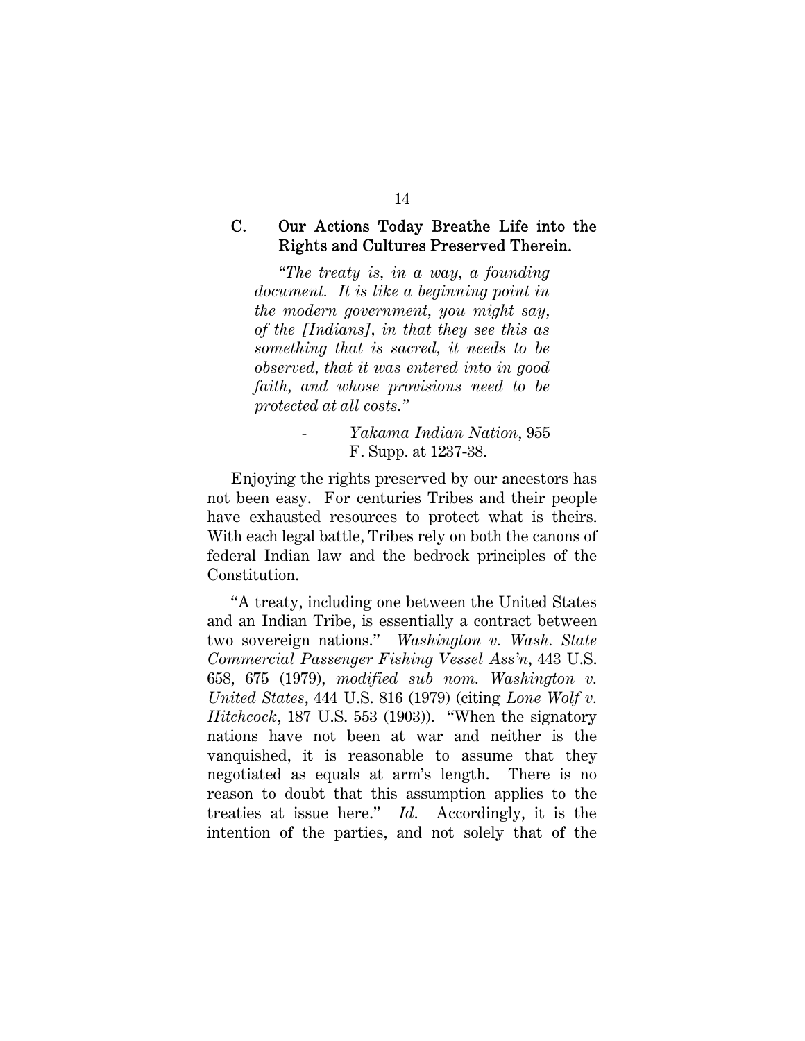### C. Our Actions Today Breathe Life into the Rights and Cultures Preserved Therein.

> *"The treaty is, in a way, a founding document. It is like a beginning point in the modern government, you might say, of the [Indians], in that they see this as something that is sacred, it needs to be observed, that it was entered into in good faith, and whose provisions need to be protected at all costs."*
>
> \- *Yakama Indian Nation*, 955 F. Supp. at 1237-38.

Enjoying the rights preserved by our ancestors has not been easy. For centuries Tribes and their people have exhausted resources to protect what is theirs. With each legal battle, Tribes rely on both the canons of federal Indian law and the bedrock principles of the Constitution.

"A treaty, including one between the United States and an Indian Tribe, is essentially a contract between two sovereign nations." *Washington v. Wash. State Commercial Passenger Fishing Vessel Ass'n*, 443 U.S. 658, 675 (1979), *modified sub nom. Washington v. United States*, 444 U.S. 816 (1979) (citing *Lone Wolf v. Hitchcock*, 187 U.S. 553 (1903)). "When the signatory nations have not been at war and neither is the vanquished, it is reasonable to assume that they negotiated as equals at arm's length. There is no reason to doubt that this assumption applies to the treaties at issue here." *Id*. Accordingly, it is the intention of the parties, and not solely that of the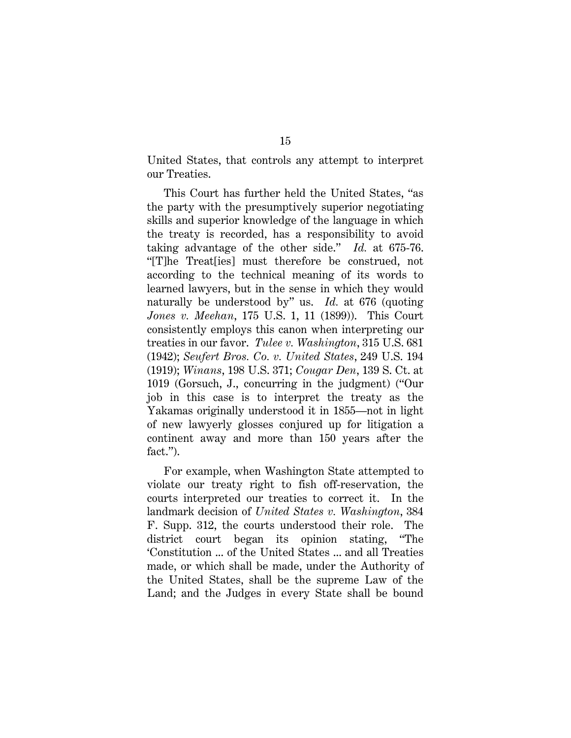United States, that controls any attempt to interpret our Treaties.

This Court has further held the United States, "as the party with the presumptively superior negotiating skills and superior knowledge of the language in which the treaty is recorded, has a responsibility to avoid taking advantage of the other side." *Id.* at 675-76. "[T]he Treat[ies] must therefore be construed, not according to the technical meaning of its words to learned lawyers, but in the sense in which they would naturally be understood by" us. *Id.* at 676 (quoting *Jones v. Meehan*, 175 U.S. 1, 11 (1899)). This Court consistently employs this canon when interpreting our treaties in our favor. *Tulee v. Washington*, 315 U.S. 681 (1942); *Seufert Bros. Co. v. United States*, 249 U.S. 194 (1919); *Winans*, 198 U.S. 371; *Cougar Den*, 139 S. Ct. at 1019 (Gorsuch, J., concurring in the judgment) ("Our job in this case is to interpret the treaty as the Yakamas originally understood it in 1855—not in light of new lawyerly glosses conjured up for litigation a continent away and more than 150 years after the fact.").

For example, when Washington State attempted to violate our treaty right to fish off-reservation, the courts interpreted our treaties to correct it. In the landmark decision of *United States v. Washington*, 384 F. Supp. 312, the courts understood their role. The district court began its opinion stating, "The 'Constitution ... of the United States ... and all Treaties made, or which shall be made, under the Authority of the United States, shall be the supreme Law of the Land; and the Judges in every State shall be bound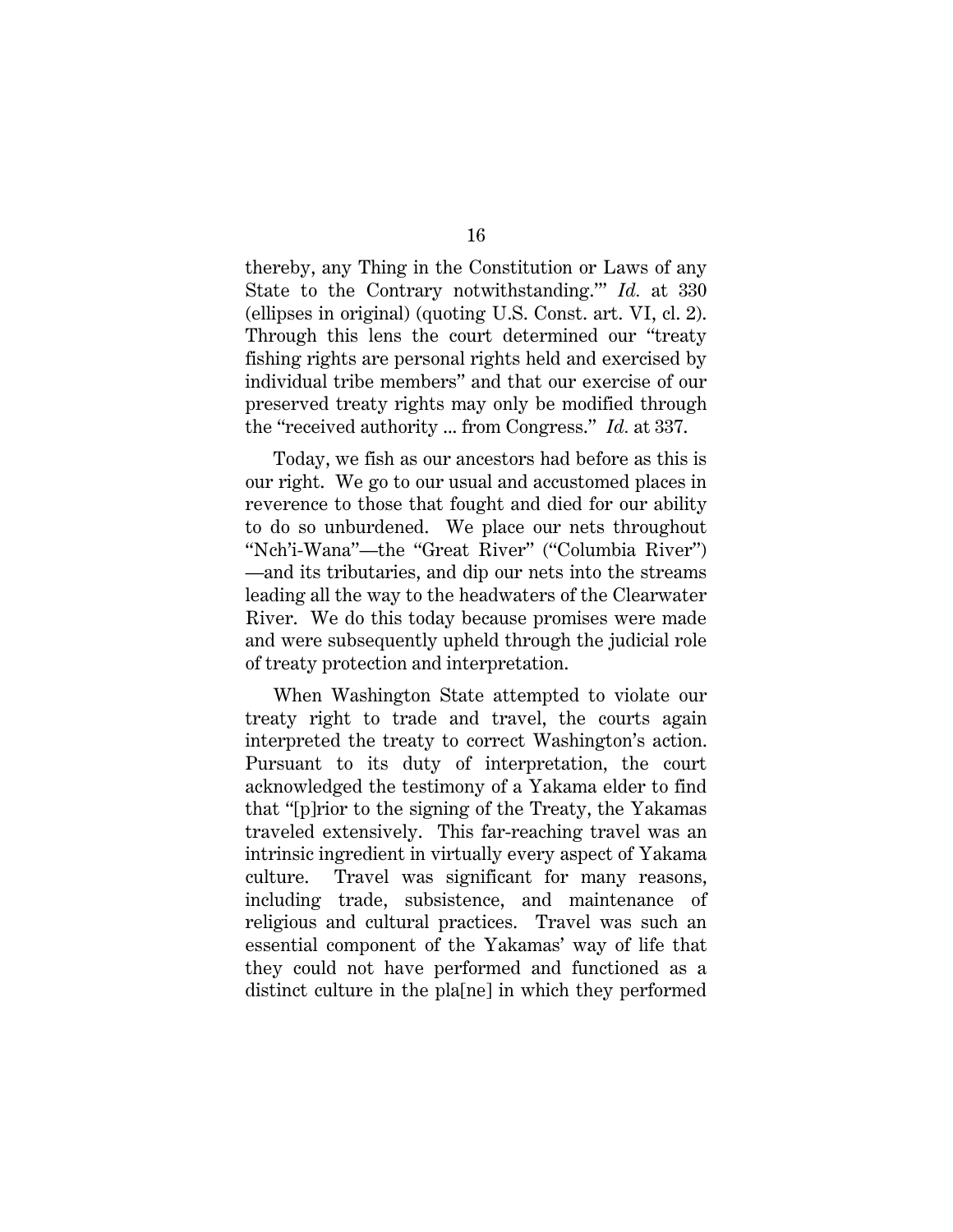thereby, any Thing in the Constitution or Laws of any State to the Contrary notwithstanding.'" *Id.* at 330 (ellipses in original) (quoting U.S. Const. art. VI, cl. 2). Through this lens the court determined our "treaty fishing rights are personal rights held and exercised by individual tribe members" and that our exercise of our preserved treaty rights may only be modified through the "received authority ... from Congress." *Id.* at 337.

Today, we fish as our ancestors had before as this is our right. We go to our usual and accustomed places in reverence to those that fought and died for our ability to do so unburdened. We place our nets throughout "Nch'i-Wana"—the "Great River" ("Columbia River") —and its tributaries, and dip our nets into the streams leading all the way to the headwaters of the Clearwater River. We do this today because promises were made and were subsequently upheld through the judicial role of treaty protection and interpretation.

When Washington State attempted to violate our treaty right to trade and travel, the courts again interpreted the treaty to correct Washington's action. Pursuant to its duty of interpretation, the court acknowledged the testimony of a Yakama elder to find that "[p]rior to the signing of the Treaty, the Yakamas traveled extensively. This far-reaching travel was an intrinsic ingredient in virtually every aspect of Yakama culture. Travel was significant for many reasons, including trade, subsistence, and maintenance of religious and cultural practices. Travel was such an essential component of the Yakamas' way of life that they could not have performed and functioned as a distinct culture in the pla[ne] in which they performed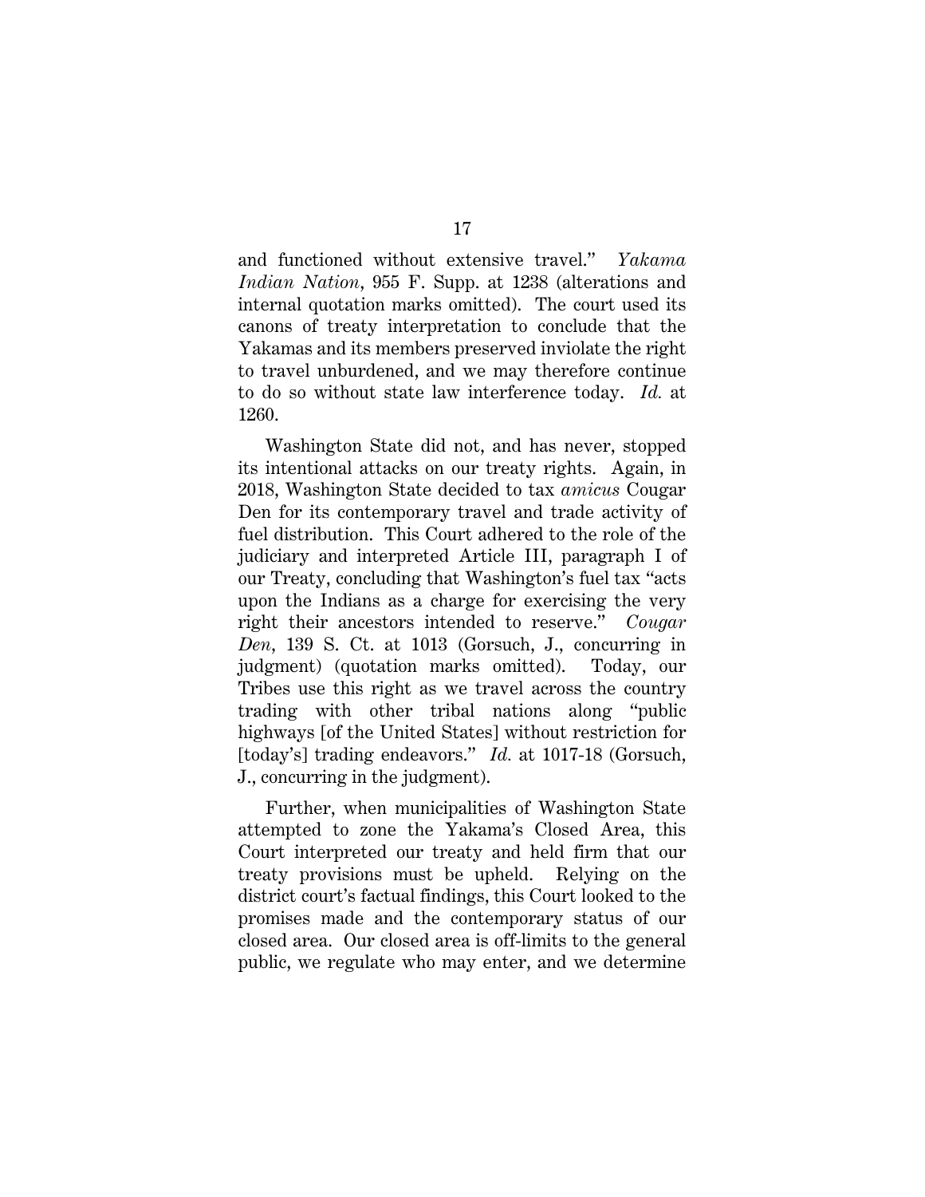and functioned without extensive travel." *Yakama Indian Nation*, 955 F. Supp. at 1238 (alterations and internal quotation marks omitted). The court used its canons of treaty interpretation to conclude that the Yakamas and its members preserved inviolate the right to travel unburdened, and we may therefore continue to do so without state law interference today. *Id.* at 1260.

Washington State did not, and has never, stopped its intentional attacks on our treaty rights. Again, in 2018, Washington State decided to tax *amicus* Cougar Den for its contemporary travel and trade activity of fuel distribution. This Court adhered to the role of the judiciary and interpreted Article III, paragraph I of our Treaty, concluding that Washington's fuel tax "acts upon the Indians as a charge for exercising the very right their ancestors intended to reserve." *Cougar Den*, 139 S. Ct. at 1013 (Gorsuch, J., concurring in judgment) (quotation marks omitted). Today, our Tribes use this right as we travel across the country trading with other tribal nations along "public highways [of the United States] without restriction for [today's] trading endeavors." *Id.* at 1017-18 (Gorsuch, J., concurring in the judgment).

Further, when municipalities of Washington State attempted to zone the Yakama's Closed Area, this Court interpreted our treaty and held firm that our treaty provisions must be upheld. Relying on the district court's factual findings, this Court looked to the promises made and the contemporary status of our closed area. Our closed area is off-limits to the general public, we regulate who may enter, and we determine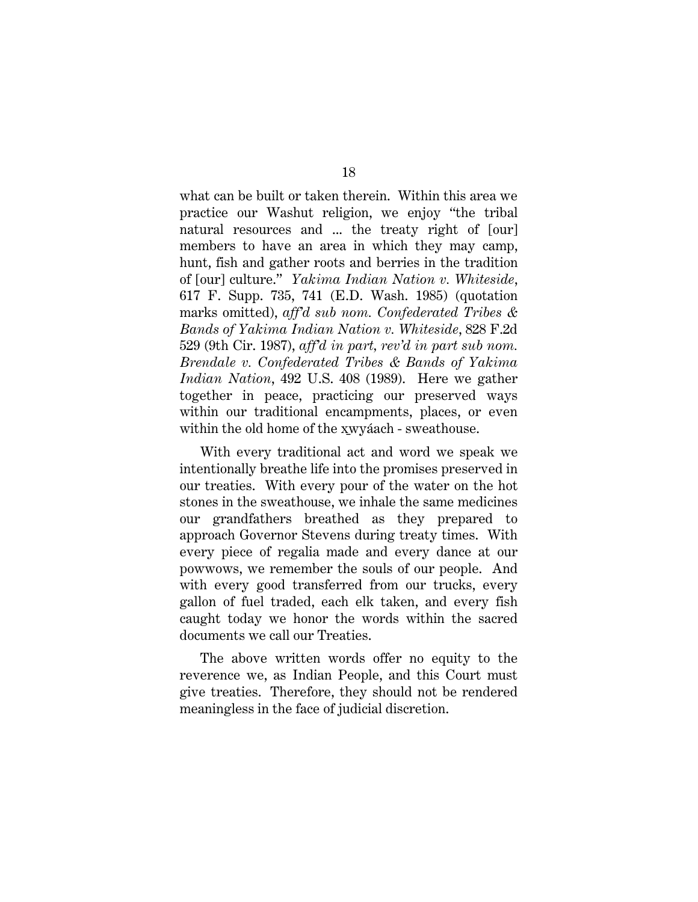what can be built or taken therein. Within this area we practice our Washut religion, we enjoy "the tribal natural resources and ... the treaty right of [our] members to have an area in which they may camp, hunt, fish and gather roots and berries in the tradition of [our] culture." *Yakima Indian Nation v. Whiteside*, 617 F. Supp. 735, 741 (E.D. Wash. 1985) (quotation marks omitted), *aff'd sub nom. Confederated Tribes & Bands of Yakima Indian Nation v. Whiteside*, 828 F.2d 529 (9th Cir. 1987), *aff'd in part, rev'd in part sub nom. Brendale v. Confederated Tribes & Bands of Yakima Indian Nation*, 492 U.S. 408 (1989). Here we gather together in peace, practicing our preserved ways within our traditional encampments, places, or even within the old home of the x̱wyáach - sweathouse.

With every traditional act and word we speak we intentionally breathe life into the promises preserved in our treaties. With every pour of the water on the hot stones in the sweathouse, we inhale the same medicines our grandfathers breathed as they prepared to approach Governor Stevens during treaty times. With every piece of regalia made and every dance at our powwows, we remember the souls of our people. And with every good transferred from our trucks, every gallon of fuel traded, each elk taken, and every fish caught today we honor the words within the sacred documents we call our Treaties.

The above written words offer no equity to the reverence we, as Indian People, and this Court must give treaties. Therefore, they should not be rendered meaningless in the face of judicial discretion.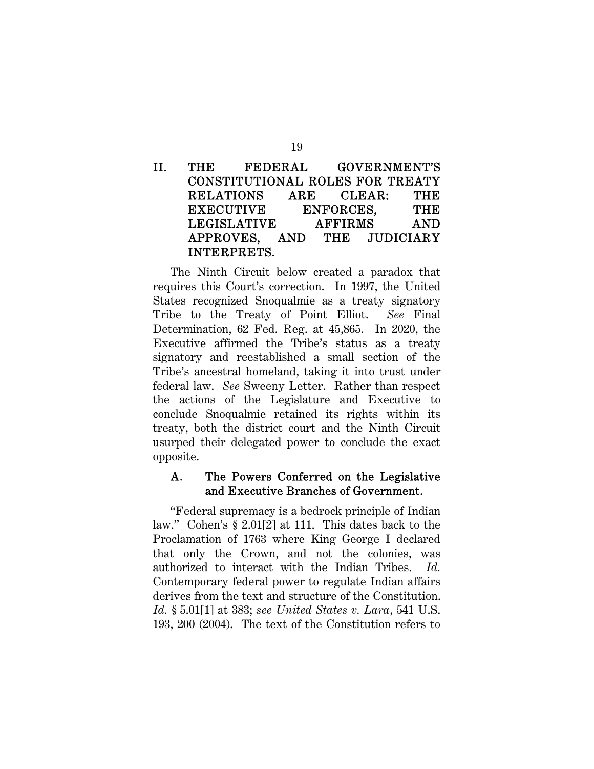## II. THE FEDERAL GOVERNMENT'S CONSTITUTIONAL ROLES FOR TREATY RELATIONS ARE CLEAR: THE EXECUTIVE ENFORCES, THE LEGISLATIVE AFFIRMS AND APPROVES, AND THE JUDICIARY INTERPRETS.

The Ninth Circuit below created a paradox that requires this Court's correction. In 1997, the United States recognized Snoqualmie as a treaty signatory Tribe to the Treaty of Point Elliot. *See* Final Determination, 62 Fed. Reg. at 45,865. In 2020, the Executive affirmed the Tribe's status as a treaty signatory and reestablished a small section of the Tribe's ancestral homeland, taking it into trust under federal law. *See* Sweeny Letter. Rather than respect the actions of the Legislature and Executive to conclude Snoqualmie retained its rights within its treaty, both the district court and the Ninth Circuit usurped their delegated power to conclude the exact opposite.

### A. The Powers Conferred on the Legislative and Executive Branches of Government.

"Federal supremacy is a bedrock principle of Indian law." Cohen's § 2.01[2] at 111. This dates back to the Proclamation of 1763 where King George I declared that only the Crown, and not the colonies, was authorized to interact with the Indian Tribes. *Id.* Contemporary federal power to regulate Indian affairs derives from the text and structure of the Constitution. *Id.* § 5.01[1] at 383; *see United States v. Lara*, 541 U.S. 193, 200 (2004). The text of the Constitution refers to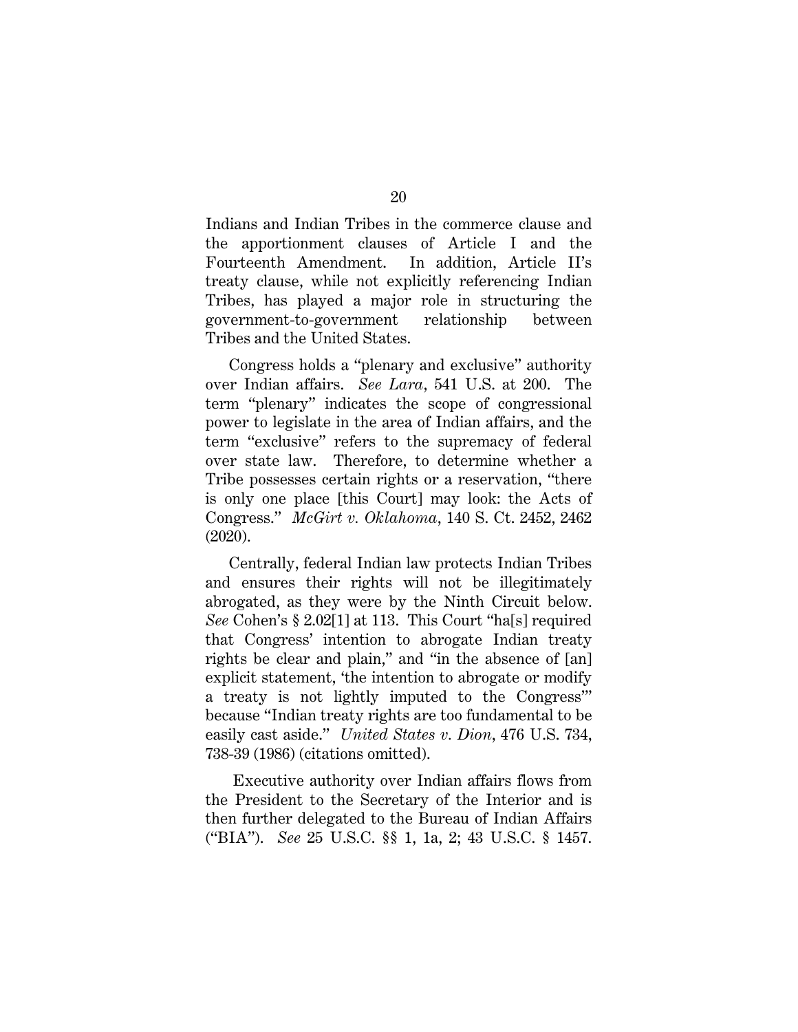Indians and Indian Tribes in the commerce clause and the apportionment clauses of Article I and the Fourteenth Amendment. In addition, Article II's treaty clause, while not explicitly referencing Indian Tribes, has played a major role in structuring the government-to-government relationship between Tribes and the United States.

Congress holds a "plenary and exclusive" authority over Indian affairs. *See Lara*, 541 U.S. at 200. The term "plenary" indicates the scope of congressional power to legislate in the area of Indian affairs, and the term "exclusive" refers to the supremacy of federal over state law. Therefore, to determine whether a Tribe possesses certain rights or a reservation, "there is only one place [this Court] may look: the Acts of Congress." *McGirt v. Oklahoma*, 140 S. Ct. 2452, 2462 (2020).

Centrally, federal Indian law protects Indian Tribes and ensures their rights will not be illegitimately abrogated, as they were by the Ninth Circuit below. *See* Cohen's § 2.02[1] at 113. This Court "ha[s] required that Congress' intention to abrogate Indian treaty rights be clear and plain," and "in the absence of [an] explicit statement, 'the intention to abrogate or modify a treaty is not lightly imputed to the Congress'" because "Indian treaty rights are too fundamental to be easily cast aside." *United States v. Dion*, 476 U.S. 734, 738-39 (1986) (citations omitted).

Executive authority over Indian affairs flows from the President to the Secretary of the Interior and is then further delegated to the Bureau of Indian Affairs ("BIA"). *See* 25 U.S.C. §§ 1, 1a, 2; 43 U.S.C. § 1457.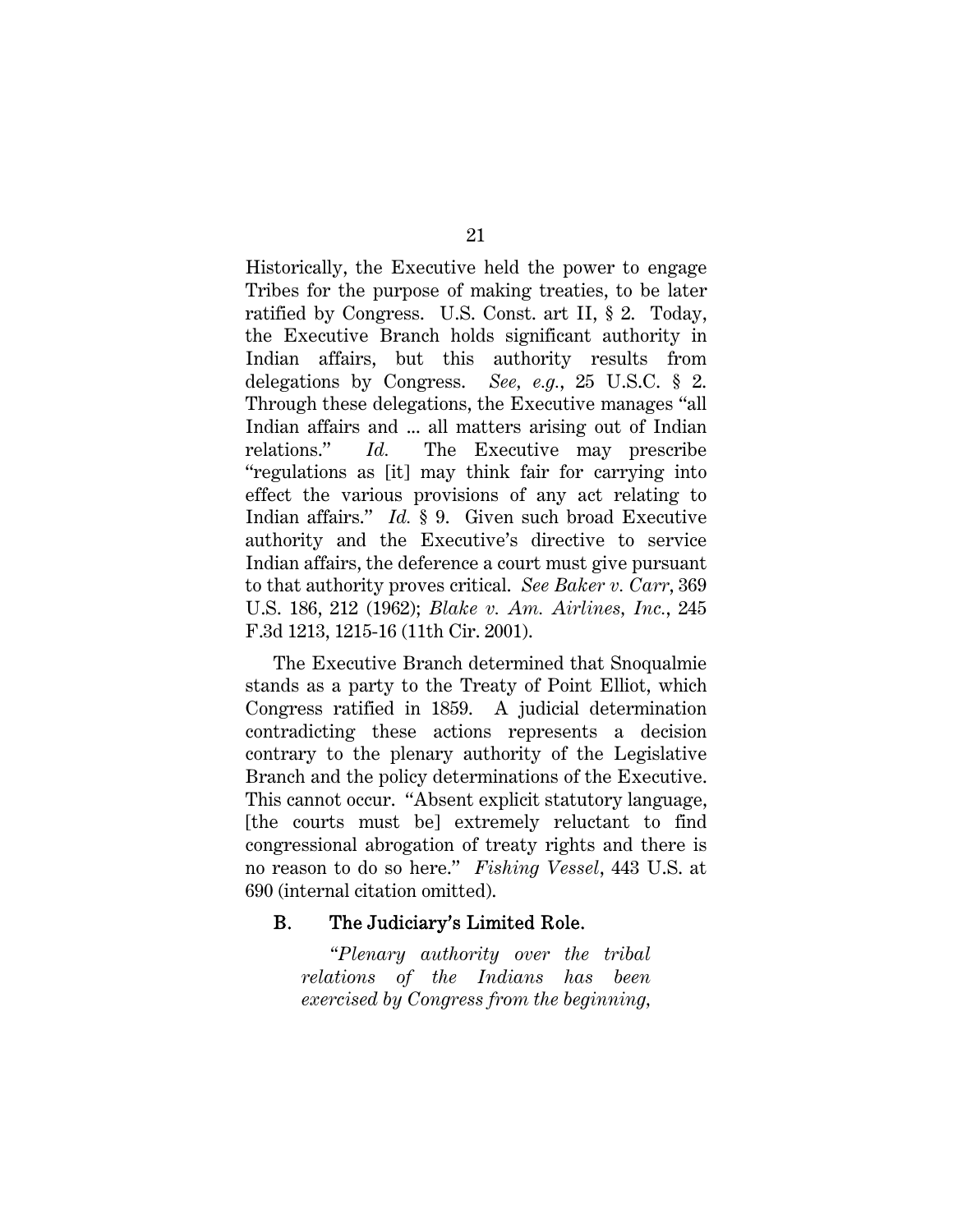Historically, the Executive held the power to engage Tribes for the purpose of making treaties, to be later ratified by Congress. U.S. Const. art II, § 2. Today, the Executive Branch holds significant authority in Indian affairs, but this authority results from delegations by Congress. *See, e.g.*, 25 U.S.C. § 2. Through these delegations, the Executive manages "all Indian affairs and ... all matters arising out of Indian relations." *Id.* The Executive may prescribe "regulations as [it] may think fair for carrying into effect the various provisions of any act relating to Indian affairs." *Id.* § 9. Given such broad Executive authority and the Executive's directive to service Indian affairs, the deference a court must give pursuant to that authority proves critical. *See Baker v. Carr*, 369 U.S. 186, 212 (1962); *Blake v. Am. Airlines, Inc.*, 245 F.3d 1213, 1215-16 (11th Cir. 2001).

The Executive Branch determined that Snoqualmie stands as a party to the Treaty of Point Elliot, which Congress ratified in 1859. A judicial determination contradicting these actions represents a decision contrary to the plenary authority of the Legislative Branch and the policy determinations of the Executive. This cannot occur. "Absent explicit statutory language, [the courts must be] extremely reluctant to find congressional abrogation of treaty rights and there is no reason to do so here." *Fishing Vessel*, 443 U.S. at 690 (internal citation omitted).

### B. The Judiciary's Limited Role.

> *"Plenary authority over the tribal relations of the Indians has been exercised by Congress from the beginning,*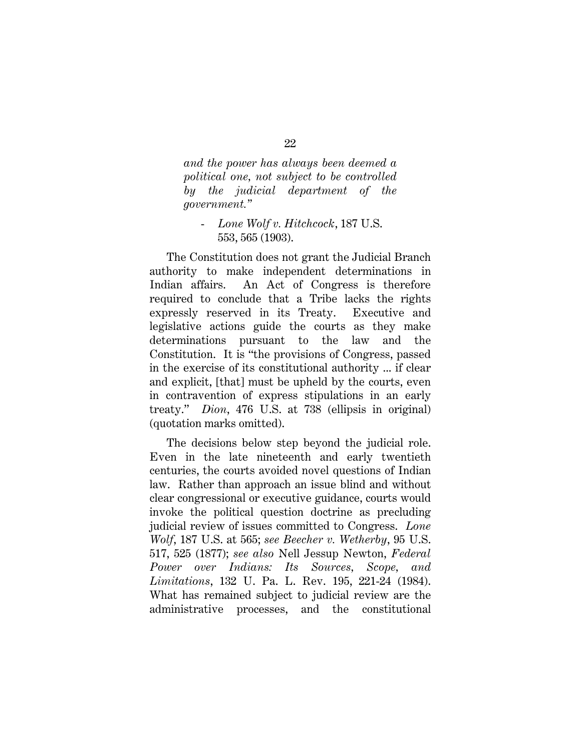*and the power has always been deemed a political one, not subject to be controlled by the judicial department of the government."*

> - *Lone Wolf v. Hitchcock*, 187 U.S. 553, 565 (1903).

The Constitution does not grant the Judicial Branch authority to make independent determinations in Indian affairs. An Act of Congress is therefore required to conclude that a Tribe lacks the rights expressly reserved in its Treaty. Executive and legislative actions guide the courts as they make determinations pursuant to the law and the Constitution. It is "the provisions of Congress, passed in the exercise of its constitutional authority ... if clear and explicit, [that] must be upheld by the courts, even in contravention of express stipulations in an early treaty." *Dion*, 476 U.S. at 738 (ellipsis in original) (quotation marks omitted).

The decisions below step beyond the judicial role. Even in the late nineteenth and early twentieth centuries, the courts avoided novel questions of Indian law. Rather than approach an issue blind and without clear congressional or executive guidance, courts would invoke the political question doctrine as precluding judicial review of issues committed to Congress. *Lone Wolf*, 187 U.S. at 565; *see Beecher v. Wetherby*, 95 U.S. 517, 525 (1877); *see also* Nell Jessup Newton, *Federal Power over Indians: Its Sources, Scope, and Limitations*, 132 U. Pa. L. Rev. 195, 221-24 (1984). What has remained subject to judicial review are the administrative processes, and the constitutional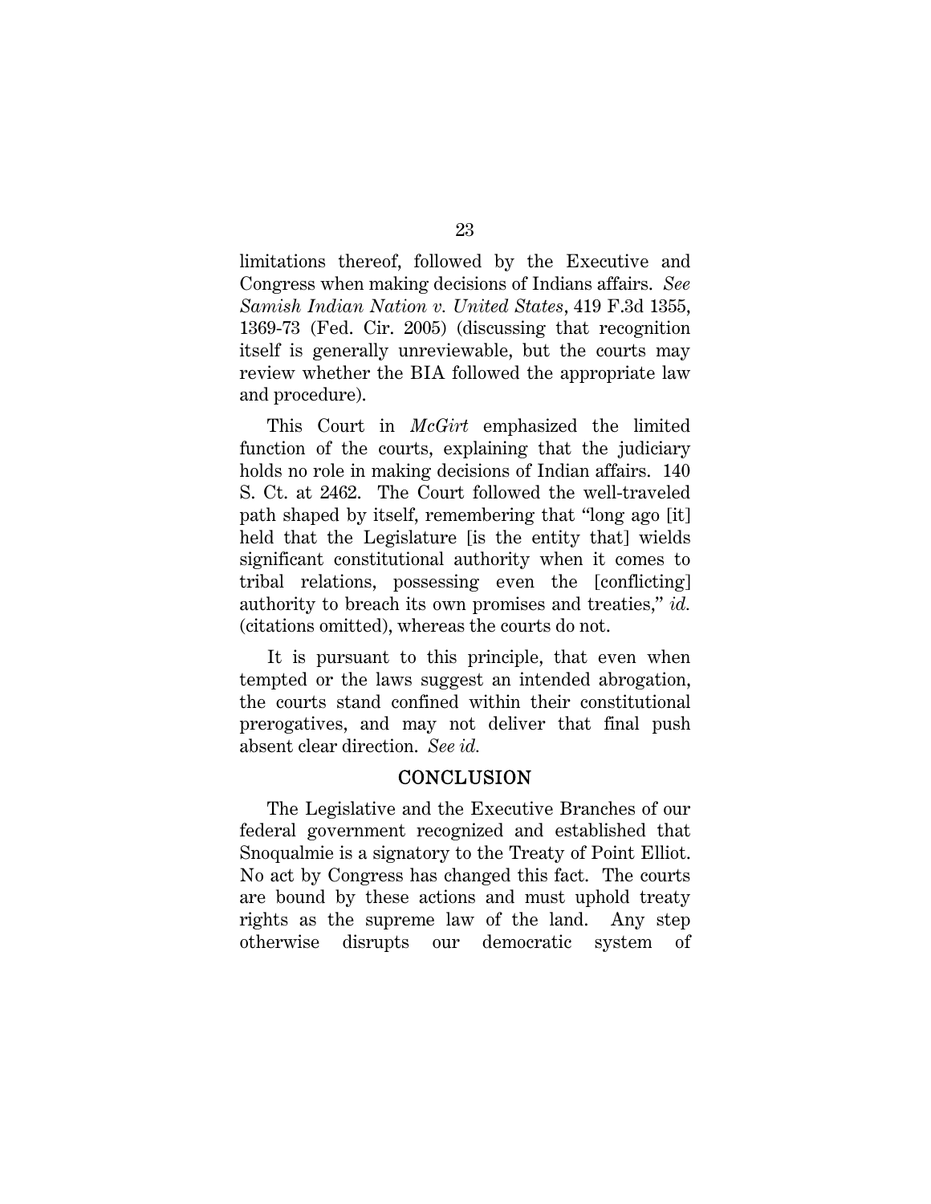limitations thereof, followed by the Executive and Congress when making decisions of Indians affairs. *See Samish Indian Nation v. United States*, 419 F.3d 1355, 1369-73 (Fed. Cir. 2005) (discussing that recognition itself is generally unreviewable, but the courts may review whether the BIA followed the appropriate law and procedure).

This Court in *McGirt* emphasized the limited function of the courts, explaining that the judiciary holds no role in making decisions of Indian affairs. 140 S. Ct. at 2462. The Court followed the well-traveled path shaped by itself, remembering that "long ago [it] held that the Legislature [is the entity that] wields significant constitutional authority when it comes to tribal relations, possessing even the [conflicting] authority to breach its own promises and treaties," *id.* (citations omitted), whereas the courts do not.

It is pursuant to this principle, that even when tempted or the laws suggest an intended abrogation, the courts stand confined within their constitutional prerogatives, and may not deliver that final push absent clear direction. *See id.*

## CONCLUSION

The Legislative and the Executive Branches of our federal government recognized and established that Snoqualmie is a signatory to the Treaty of Point Elliot. No act by Congress has changed this fact. The courts are bound by these actions and must uphold treaty rights as the supreme law of the land. Any step otherwise disrupts our democratic system of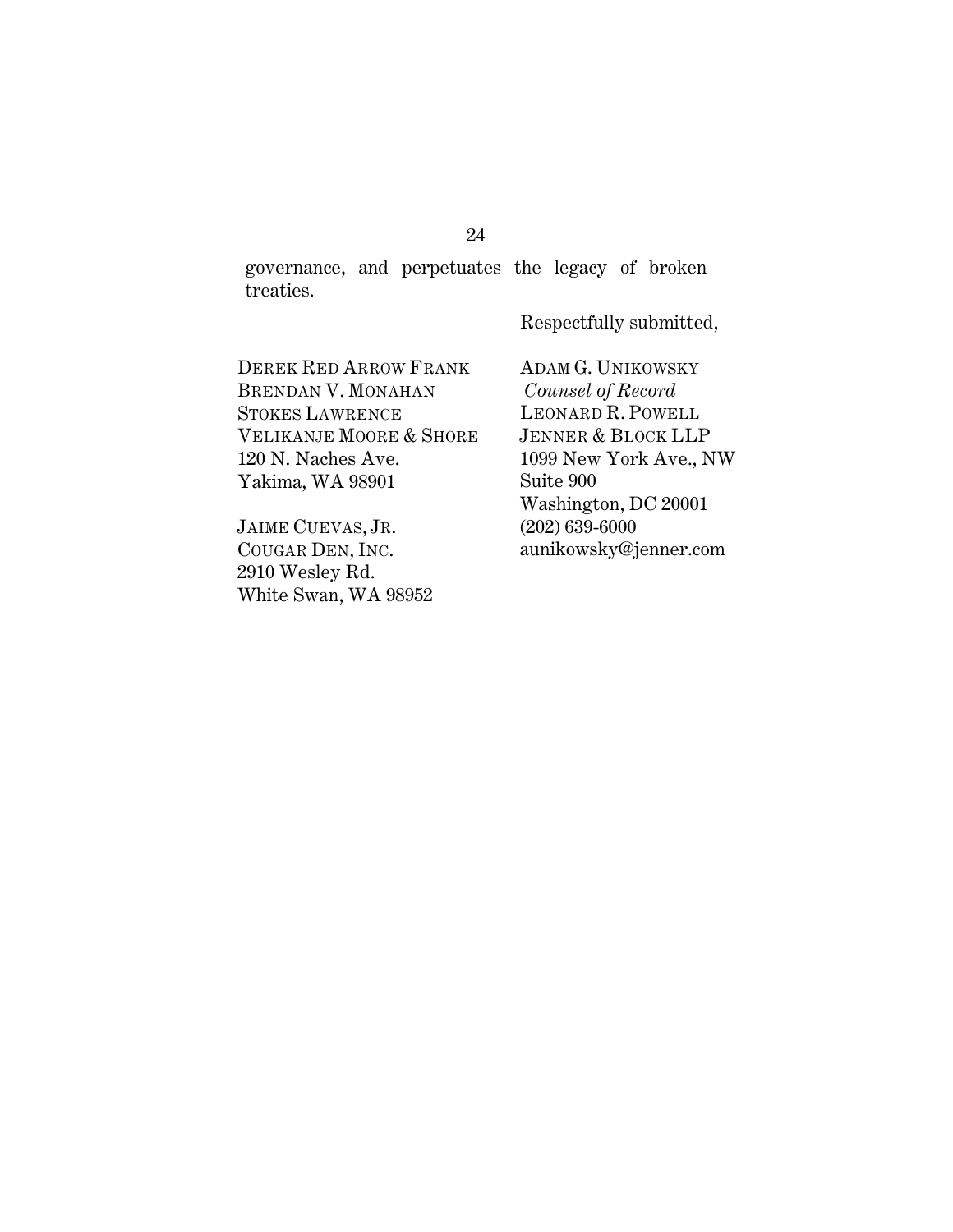governance, and perpetuates the legacy of broken treaties.

Respectfully submitted,

ADAM G. UNIKOWSKY
*Counsel of Record*
LEONARD R. POWELL
JENNER & BLOCK LLP
1099 New York Ave., NW
Suite 900
Washington, DC 20001
(202) 639-6000
aunikowsky@jenner.com

DEREK RED ARROW FRANK
BRENDAN V. MONAHAN
STOKES LAWRENCE
VELIKANJE MOORE & SHORE
120 N. Naches Ave.
Yakima, WA 98901

JAIME CUEVAS, JR.
COUGAR DEN, INC.
2910 Wesley Rd.
White Swan, WA 98952